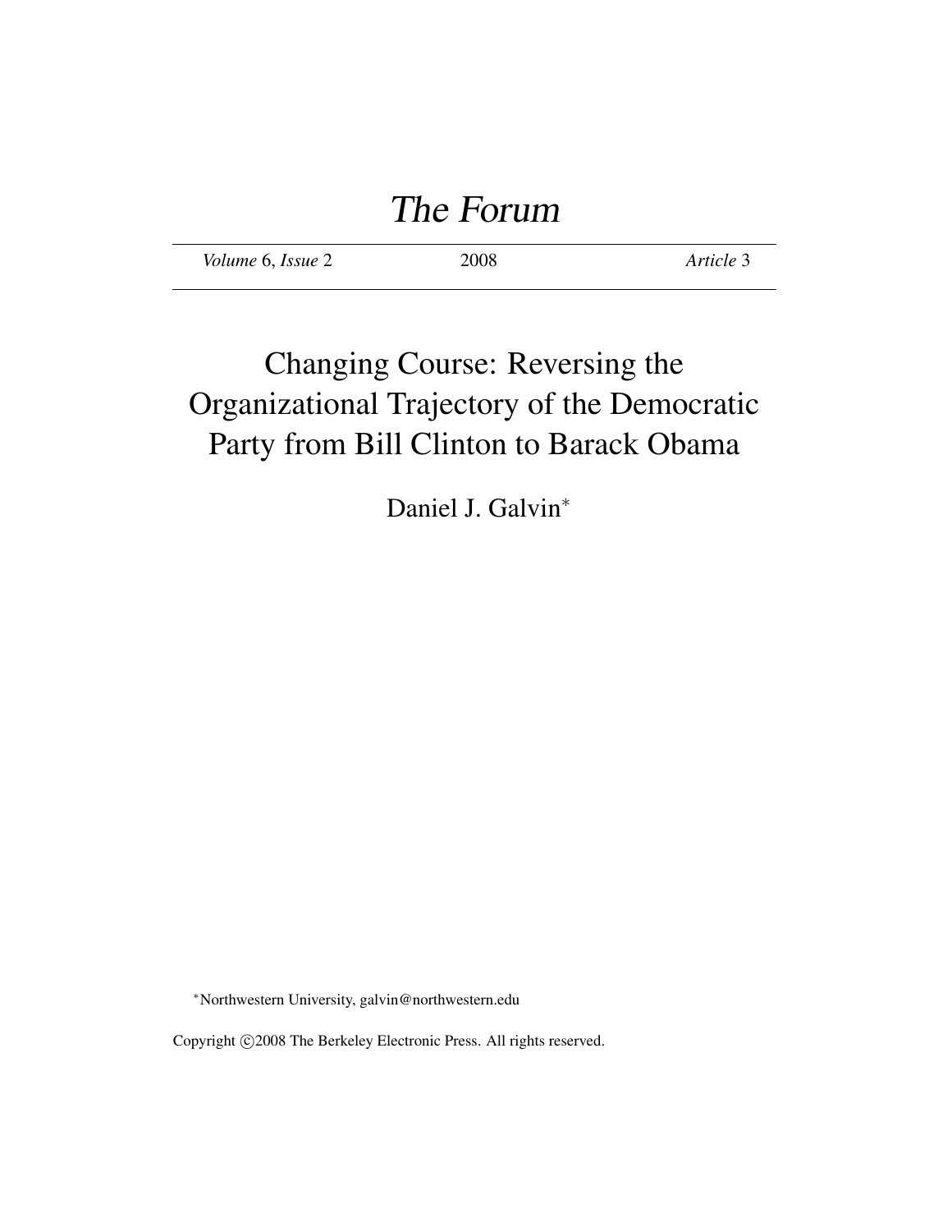# The Forum

*Volume* 6, *Issue* 2 | 2008 | *Article* 3

## Changing Course: Reversing the Organizational Trajectory of the Democratic Party from Bill Clinton to Barack Obama

Daniel J. Galvin*

*Northwestern University, galvin@northwestern.edu

Copyright ©2008 The Berkeley Electronic Press. All rights reserved.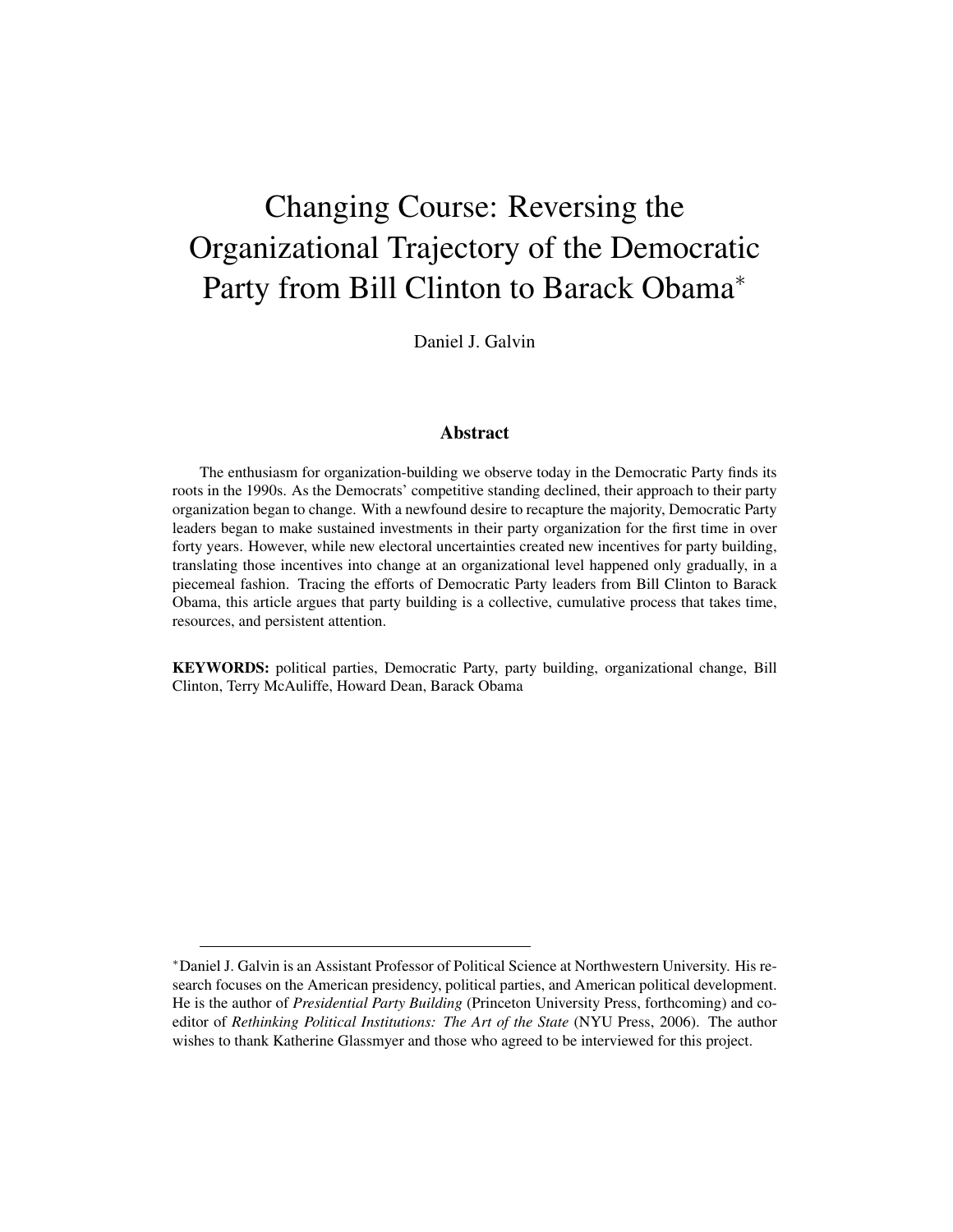# Changing Course: Reversing the Organizational Trajectory of the Democratic Party from Bill Clinton to Barack Obama[*]

Daniel J. Galvin

### Abstract

The enthusiasm for organization-building we observe today in the Democratic Party finds its roots in the 1990s. As the Democrats' competitive standing declined, their approach to their party organization began to change. With a newfound desire to recapture the majority, Democratic Party leaders began to make sustained investments in their party organization for the first time in over forty years. However, while new electoral uncertainties created new incentives for party building, translating those incentives into change at an organizational level happened only gradually, in a piecemeal fashion. Tracing the efforts of Democratic Party leaders from Bill Clinton to Barack Obama, this article argues that party building is a collective, cumulative process that takes time, resources, and persistent attention.

**KEYWORDS:** political parties, Democratic Party, party building, organizational change, Bill Clinton, Terry McAuliffe, Howard Dean, Barack Obama

---

[*] Daniel J. Galvin is an Assistant Professor of Political Science at Northwestern University. His research focuses on the American presidency, political parties, and American political development. He is the author of *Presidential Party Building* (Princeton University Press, forthcoming) and co-editor of *Rethinking Political Institutions: The Art of the State* (NYU Press, 2006). The author wishes to thank Katherine Glassmyer and those who agreed to be interviewed for this project.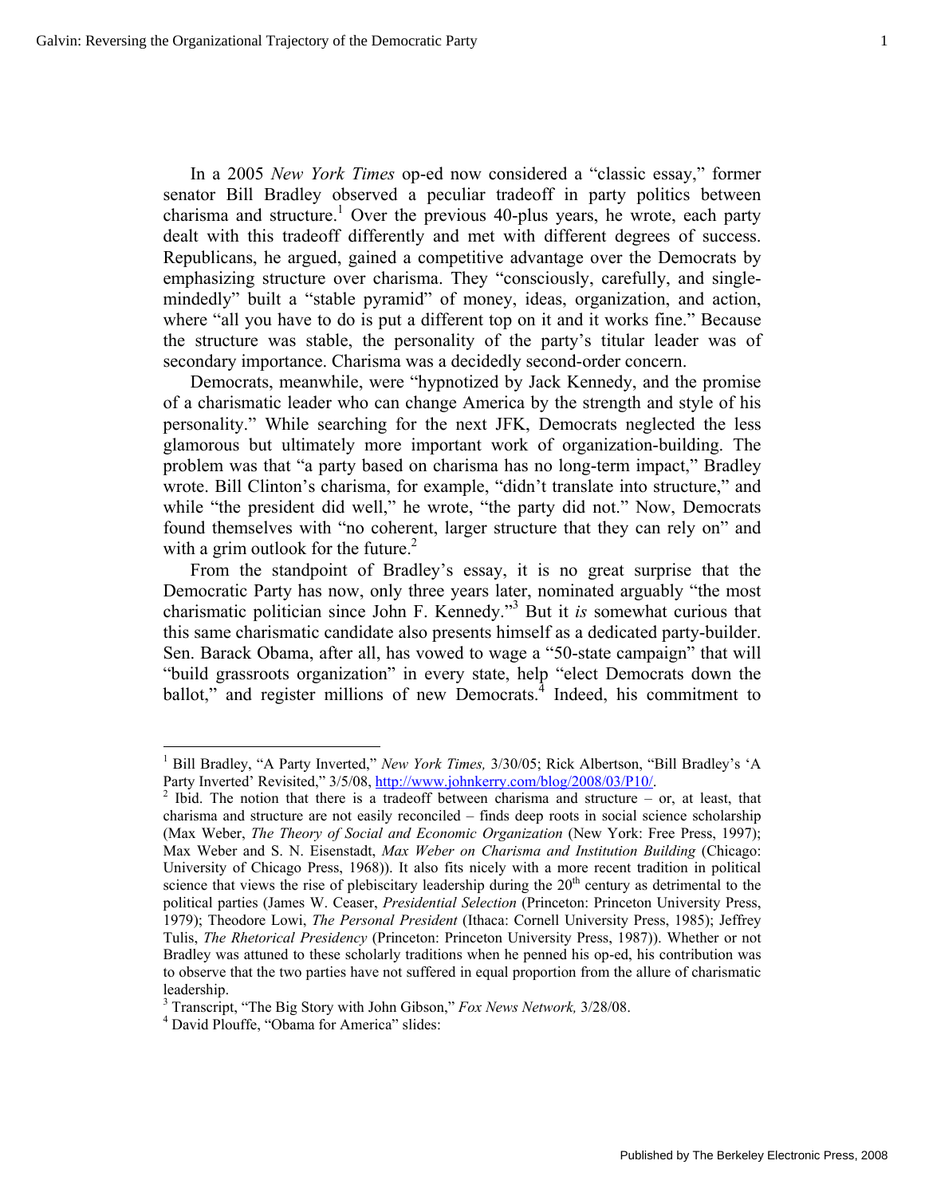In a 2005 *New York Times* op-ed now considered a "classic essay," former senator Bill Bradley observed a peculiar tradeoff in party politics between charisma and structure.[1] Over the previous 40-plus years, he wrote, each party dealt with this tradeoff differently and met with different degrees of success. Republicans, he argued, gained a competitive advantage over the Democrats by emphasizing structure over charisma. They "consciously, carefully, and single-mindedly" built a "stable pyramid" of money, ideas, organization, and action, where "all you have to do is put a different top on it and it works fine." Because the structure was stable, the personality of the party's titular leader was of secondary importance. Charisma was a decidedly second-order concern.

Democrats, meanwhile, were "hypnotized by Jack Kennedy, and the promise of a charismatic leader who can change America by the strength and style of his personality." While searching for the next JFK, Democrats neglected the less glamorous but ultimately more important work of organization-building. The problem was that "a party based on charisma has no long-term impact," Bradley wrote. Bill Clinton's charisma, for example, "didn't translate into structure," and while "the president did well," he wrote, "the party did not." Now, Democrats found themselves with "no coherent, larger structure that they can rely on" and with a grim outlook for the future.[2]

From the standpoint of Bradley's essay, it is no great surprise that the Democratic Party has now, only three years later, nominated arguably "the most charismatic politician since John F. Kennedy."[3] But it *is* somewhat curious that this same charismatic candidate also presents himself as a dedicated party-builder. Sen. Barack Obama, after all, has vowed to wage a "50-state campaign" that will "build grassroots organization" in every state, help "elect Democrats down the ballot," and register millions of new Democrats.[4] Indeed, his commitment to

---

[1] Bill Bradley, "A Party Inverted," *New York Times,* 3/30/05; Rick Albertson, "Bill Bradley's 'A Party Inverted' Revisited," 3/5/08, http://www.johnkerry.com/blog/2008/03/P10/.

[2] Ibid. The notion that there is a tradeoff between charisma and structure – or, at least, that charisma and structure are not easily reconciled – finds deep roots in social science scholarship (Max Weber, *The Theory of Social and Economic Organization* (New York: Free Press, 1997); Max Weber and S. N. Eisenstadt, *Max Weber on Charisma and Institution Building* (Chicago: University of Chicago Press, 1968)). It also fits nicely with a more recent tradition in political science that views the rise of plebiscitary leadership during the 20th century as detrimental to the political parties (James W. Ceaser, *Presidential Selection* (Princeton: Princeton University Press, 1979); Theodore Lowi, *The Personal President* (Ithaca: Cornell University Press, 1985); Jeffrey Tulis, *The Rhetorical Presidency* (Princeton: Princeton University Press, 1987)). Whether or not Bradley was attuned to these scholarly traditions when he penned his op-ed, his contribution was to observe that the two parties have not suffered in equal proportion from the allure of charismatic leadership.

[3] Transcript, "The Big Story with John Gibson," *Fox News Network,* 3/28/08.

[4] David Plouffe, "Obama for America" slides: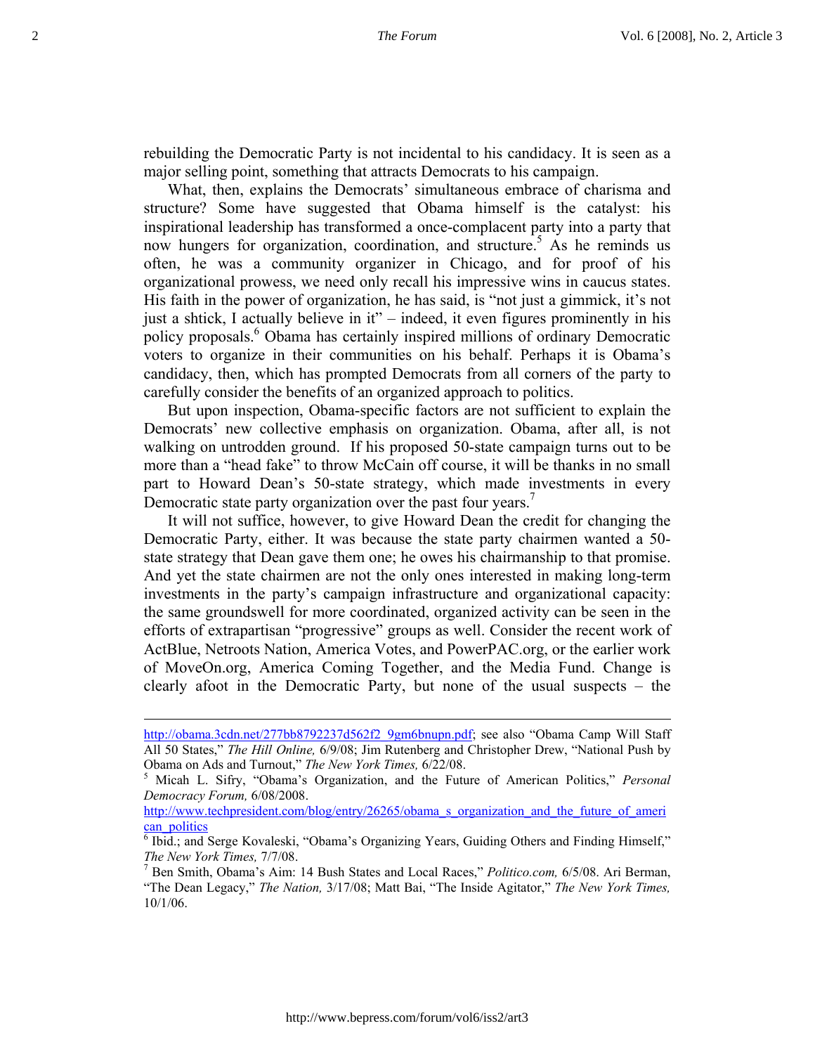rebuilding the Democratic Party is not incidental to his candidacy. It is seen as a major selling point, something that attracts Democrats to his campaign.

What, then, explains the Democrats' simultaneous embrace of charisma and structure? Some have suggested that Obama himself is the catalyst: his inspirational leadership has transformed a once-complacent party into a party that now hungers for organization, coordination, and structure.[5] As he reminds us often, he was a community organizer in Chicago, and for proof of his organizational prowess, we need only recall his impressive wins in caucus states. His faith in the power of organization, he has said, is "not just a gimmick, it's not just a shtick, I actually believe in it" – indeed, it even figures prominently in his policy proposals.[6] Obama has certainly inspired millions of ordinary Democratic voters to organize in their communities on his behalf. Perhaps it is Obama's candidacy, then, which has prompted Democrats from all corners of the party to carefully consider the benefits of an organized approach to politics.

But upon inspection, Obama-specific factors are not sufficient to explain the Democrats' new collective emphasis on organization. Obama, after all, is not walking on untrodden ground. If his proposed 50-state campaign turns out to be more than a "head fake" to throw McCain off course, it will be thanks in no small part to Howard Dean's 50-state strategy, which made investments in every Democratic state party organization over the past four years.[7]

It will not suffice, however, to give Howard Dean the credit for changing the Democratic Party, either. It was because the state party chairmen wanted a 50-state strategy that Dean gave them one; he owes his chairmanship to that promise. And yet the state chairmen are not the only ones interested in making long-term investments in the party's campaign infrastructure and organizational capacity: the same groundswell for more coordinated, organized activity can be seen in the efforts of extrapartisan "progressive" groups as well. Consider the recent work of ActBlue, Netroots Nation, America Votes, and PowerPAC.org, or the earlier work of MoveOn.org, America Coming Together, and the Media Fund. Change is clearly afoot in the Democratic Party, but none of the usual suspects – the

---

http://obama.3cdn.net/277bb8792237d562f2_9gm6bnupn.pdf; see also "Obama Camp Will Staff All 50 States," *The Hill Online,* 6/9/08; Jim Rutenberg and Christopher Drew, "National Push by Obama on Ads and Turnout," *The New York Times,* 6/22/08.

[5] Micah L. Sifry, "Obama's Organization, and the Future of American Politics," *Personal Democracy Forum,* 6/08/2008. http://www.techpresident.com/blog/entry/26265/obama_s_organization_and_the_future_of_american_politics

[6] Ibid.; and Serge Kovaleski, "Obama's Organizing Years, Guiding Others and Finding Himself," *The New York Times,* 7/7/08.

[7] Ben Smith, Obama's Aim: 14 Bush States and Local Races," *Politico.com,* 6/5/08. Ari Berman, "The Dean Legacy," *The Nation,* 3/17/08; Matt Bai, "The Inside Agitator," *The New York Times,* 10/1/06.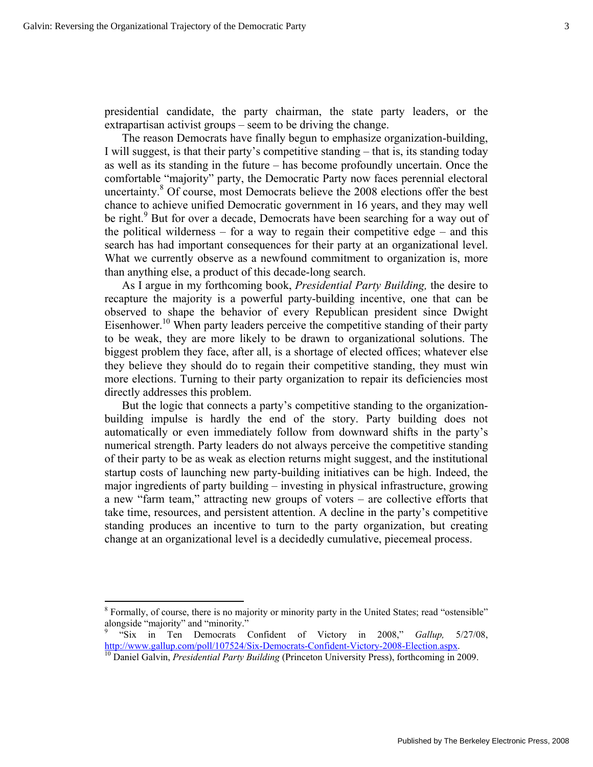presidential candidate, the party chairman, the state party leaders, or the extrapartisan activist groups – seem to be driving the change.

The reason Democrats have finally begun to emphasize organization-building, I will suggest, is that their party's competitive standing – that is, its standing today as well as its standing in the future – has become profoundly uncertain. Once the comfortable "majority" party, the Democratic Party now faces perennial electoral uncertainty.[8] Of course, most Democrats believe the 2008 elections offer the best chance to achieve unified Democratic government in 16 years, and they may well be right.[9] But for over a decade, Democrats have been searching for a way out of the political wilderness – for a way to regain their competitive edge – and this search has had important consequences for their party at an organizational level. What we currently observe as a newfound commitment to organization is, more than anything else, a product of this decade-long search.

As I argue in my forthcoming book, *Presidential Party Building,* the desire to recapture the majority is a powerful party-building incentive, one that can be observed to shape the behavior of every Republican president since Dwight Eisenhower.[10] When party leaders perceive the competitive standing of their party to be weak, they are more likely to be drawn to organizational solutions. The biggest problem they face, after all, is a shortage of elected offices; whatever else they believe they should do to regain their competitive standing, they must win more elections. Turning to their party organization to repair its deficiencies most directly addresses this problem.

But the logic that connects a party's competitive standing to the organization-building impulse is hardly the end of the story. Party building does not automatically or even immediately follow from downward shifts in the party's numerical strength. Party leaders do not always perceive the competitive standing of their party to be as weak as election returns might suggest, and the institutional startup costs of launching new party-building initiatives can be high. Indeed, the major ingredients of party building – investing in physical infrastructure, growing a new "farm team," attracting new groups of voters – are collective efforts that take time, resources, and persistent attention. A decline in the party's competitive standing produces an incentive to turn to the party organization, but creating change at an organizational level is a decidedly cumulative, piecemeal process.

---

[8] Formally, of course, there is no majority or minority party in the United States; read "ostensible" alongside "majority" and "minority."

[9] "Six in Ten Democrats Confident of Victory in 2008," *Gallup,* 5/27/08, http://www.gallup.com/poll/107524/Six-Democrats-Confident-Victory-2008-Election.aspx.

[10] Daniel Galvin, *Presidential Party Building* (Princeton University Press), forthcoming in 2009.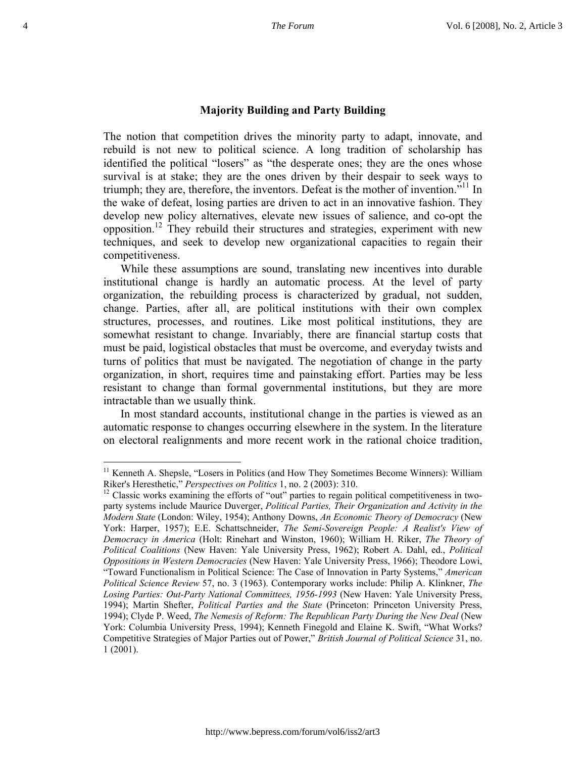## Majority Building and Party Building

The notion that competition drives the minority party to adapt, innovate, and rebuild is not new to political science. A long tradition of scholarship has identified the political "losers" as "the desperate ones; they are the ones whose survival is at stake; they are the ones driven by their despair to seek ways to triumph; they are, therefore, the inventors. Defeat is the mother of invention."[11] In the wake of defeat, losing parties are driven to act in an innovative fashion. They develop new policy alternatives, elevate new issues of salience, and co-opt the opposition.[12] They rebuild their structures and strategies, experiment with new techniques, and seek to develop new organizational capacities to regain their competitiveness.

While these assumptions are sound, translating new incentives into durable institutional change is hardly an automatic process. At the level of party organization, the rebuilding process is characterized by gradual, not sudden, change. Parties, after all, are political institutions with their own complex structures, processes, and routines. Like most political institutions, they are somewhat resistant to change. Invariably, there are financial startup costs that must be paid, logistical obstacles that must be overcome, and everyday twists and turns of politics that must be navigated. The negotiation of change in the party organization, in short, requires time and painstaking effort. Parties may be less resistant to change than formal governmental institutions, but they are more intractable than we usually think.

In most standard accounts, institutional change in the parties is viewed as an automatic response to changes occurring elsewhere in the system. In the literature on electoral realignments and more recent work in the rational choice tradition,

---

[11] Kenneth A. Shepsle, "Losers in Politics (and How They Sometimes Become Winners): William Riker's Heresthetic," *Perspectives on Politics* 1, no. 2 (2003): 310.

[12] Classic works examining the efforts of "out" parties to regain political competitiveness in two-party systems include Maurice Duverger, *Political Parties, Their Organization and Activity in the Modern State* (London: Wiley, 1954); Anthony Downs, *An Economic Theory of Democracy* (New York: Harper, 1957); E.E. Schattschneider, *The Semi-Sovereign People: A Realist's View of Democracy in America* (Holt: Rinehart and Winston, 1960); William H. Riker, *The Theory of Political Coalitions* (New Haven: Yale University Press, 1962); Robert A. Dahl, ed., *Political Oppositions in Western Democracies* (New Haven: Yale University Press, 1966); Theodore Lowi, "Toward Functionalism in Political Science: The Case of Innovation in Party Systems," *American Political Science Review* 57, no. 3 (1963). Contemporary works include: Philip A. Klinkner, *The Losing Parties: Out-Party National Committees, 1956-1993* (New Haven: Yale University Press, 1994); Martin Shefter, *Political Parties and the State* (Princeton: Princeton University Press, 1994); Clyde P. Weed, *The Nemesis of Reform: The Republican Party During the New Deal* (New York: Columbia University Press, 1994); Kenneth Finegold and Elaine K. Swift, "What Works? Competitive Strategies of Major Parties out of Power," *British Journal of Political Science* 31, no. 1 (2001).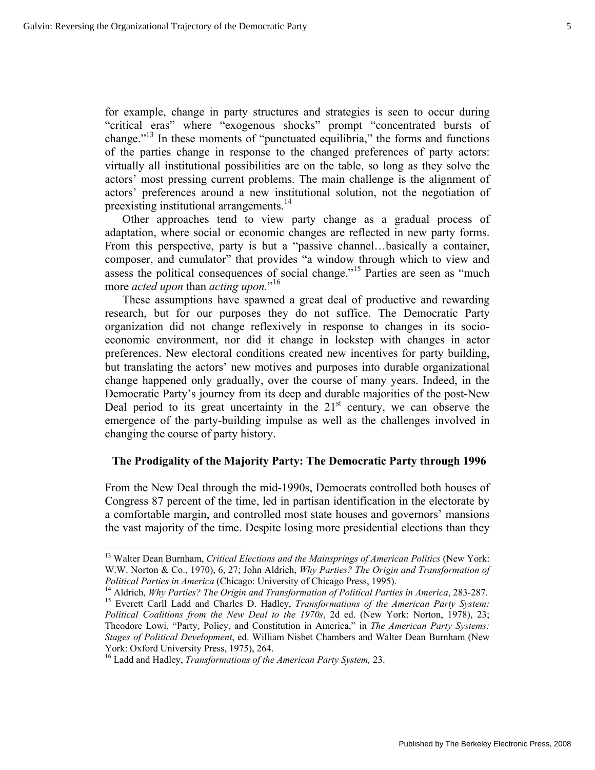for example, change in party structures and strategies is seen to occur during "critical eras" where "exogenous shocks" prompt "concentrated bursts of change."[13] In these moments of "punctuated equilibria," the forms and functions of the parties change in response to the changed preferences of party actors: virtually all institutional possibilities are on the table, so long as they solve the actors' most pressing current problems. The main challenge is the alignment of actors' preferences around a new institutional solution, not the negotiation of preexisting institutional arrangements.[14]

Other approaches tend to view party change as a gradual process of adaptation, where social or economic changes are reflected in new party forms. From this perspective, party is but a "passive channel…basically a container, composer, and cumulator" that provides "a window through which to view and assess the political consequences of social change."[15] Parties are seen as "much more *acted upon* than *acting upon.*"[16]

These assumptions have spawned a great deal of productive and rewarding research, but for our purposes they do not suffice. The Democratic Party organization did not change reflexively in response to changes in its socio-economic environment, nor did it change in lockstep with changes in actor preferences. New electoral conditions created new incentives for party building, but translating the actors' new motives and purposes into durable organizational change happened only gradually, over the course of many years. Indeed, in the Democratic Party's journey from its deep and durable majorities of the post-New Deal period to its great uncertainty in the 21st century, we can observe the emergence of the party-building impulse as well as the challenges involved in changing the course of party history.

## The Prodigality of the Majority Party: The Democratic Party through 1996

From the New Deal through the mid-1990s, Democrats controlled both houses of Congress 87 percent of the time, led in partisan identification in the electorate by a comfortable margin, and controlled most state houses and governors' mansions the vast majority of the time. Despite losing more presidential elections than they

---

[13] Walter Dean Burnham, *Critical Elections and the Mainsprings of American Politics* (New York: W.W. Norton & Co., 1970), 6, 27; John Aldrich, *Why Parties? The Origin and Transformation of Political Parties in America* (Chicago: University of Chicago Press, 1995).

[14] Aldrich, *Why Parties? The Origin and Transformation of Political Parties in America*, 283-287.

[15] Everett Carll Ladd and Charles D. Hadley, *Transformations of the American Party System: Political Coalitions from the New Deal to the 1970s*, 2d ed. (New York: Norton, 1978), 23; Theodore Lowi, "Party, Policy, and Constitution in America," in *The American Party Systems: Stages of Political Development*, ed. William Nisbet Chambers and Walter Dean Burnham (New York: Oxford University Press, 1975), 264.

[16] Ladd and Hadley, *Transformations of the American Party System,* 23.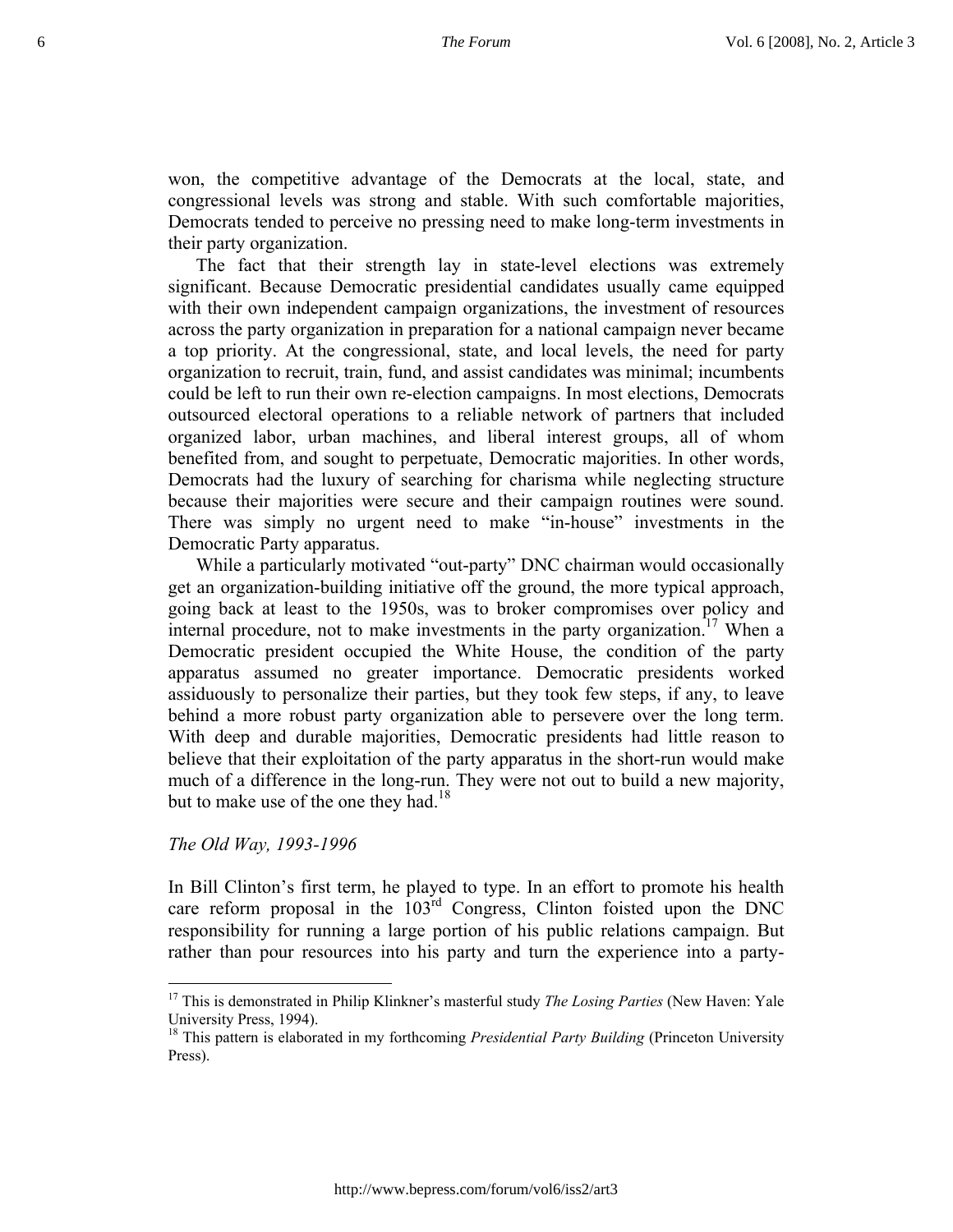won, the competitive advantage of the Democrats at the local, state, and congressional levels was strong and stable. With such comfortable majorities, Democrats tended to perceive no pressing need to make long-term investments in their party organization.

The fact that their strength lay in state-level elections was extremely significant. Because Democratic presidential candidates usually came equipped with their own independent campaign organizations, the investment of resources across the party organization in preparation for a national campaign never became a top priority. At the congressional, state, and local levels, the need for party organization to recruit, train, fund, and assist candidates was minimal; incumbents could be left to run their own re-election campaigns. In most elections, Democrats outsourced electoral operations to a reliable network of partners that included organized labor, urban machines, and liberal interest groups, all of whom benefited from, and sought to perpetuate, Democratic majorities. In other words, Democrats had the luxury of searching for charisma while neglecting structure because their majorities were secure and their campaign routines were sound. There was simply no urgent need to make "in-house" investments in the Democratic Party apparatus.

While a particularly motivated "out-party" DNC chairman would occasionally get an organization-building initiative off the ground, the more typical approach, going back at least to the 1950s, was to broker compromises over policy and internal procedure, not to make investments in the party organization.[17] When a Democratic president occupied the White House, the condition of the party apparatus assumed no greater importance. Democratic presidents worked assiduously to personalize their parties, but they took few steps, if any, to leave behind a more robust party organization able to persevere over the long term. With deep and durable majorities, Democratic presidents had little reason to believe that their exploitation of the party apparatus in the short-run would make much of a difference in the long-run. They were not out to build a new majority, but to make use of the one they had.[18]

*The Old Way, 1993-1996*

In Bill Clinton's first term, he played to type. In an effort to promote his health care reform proposal in the 103rd Congress, Clinton foisted upon the DNC responsibility for running a large portion of his public relations campaign. But rather than pour resources into his party and turn the experience into a party-

[17] This is demonstrated in Philip Klinkner's masterful study *The Losing Parties* (New Haven: Yale University Press, 1994).

[18] This pattern is elaborated in my forthcoming *Presidential Party Building* (Princeton University Press).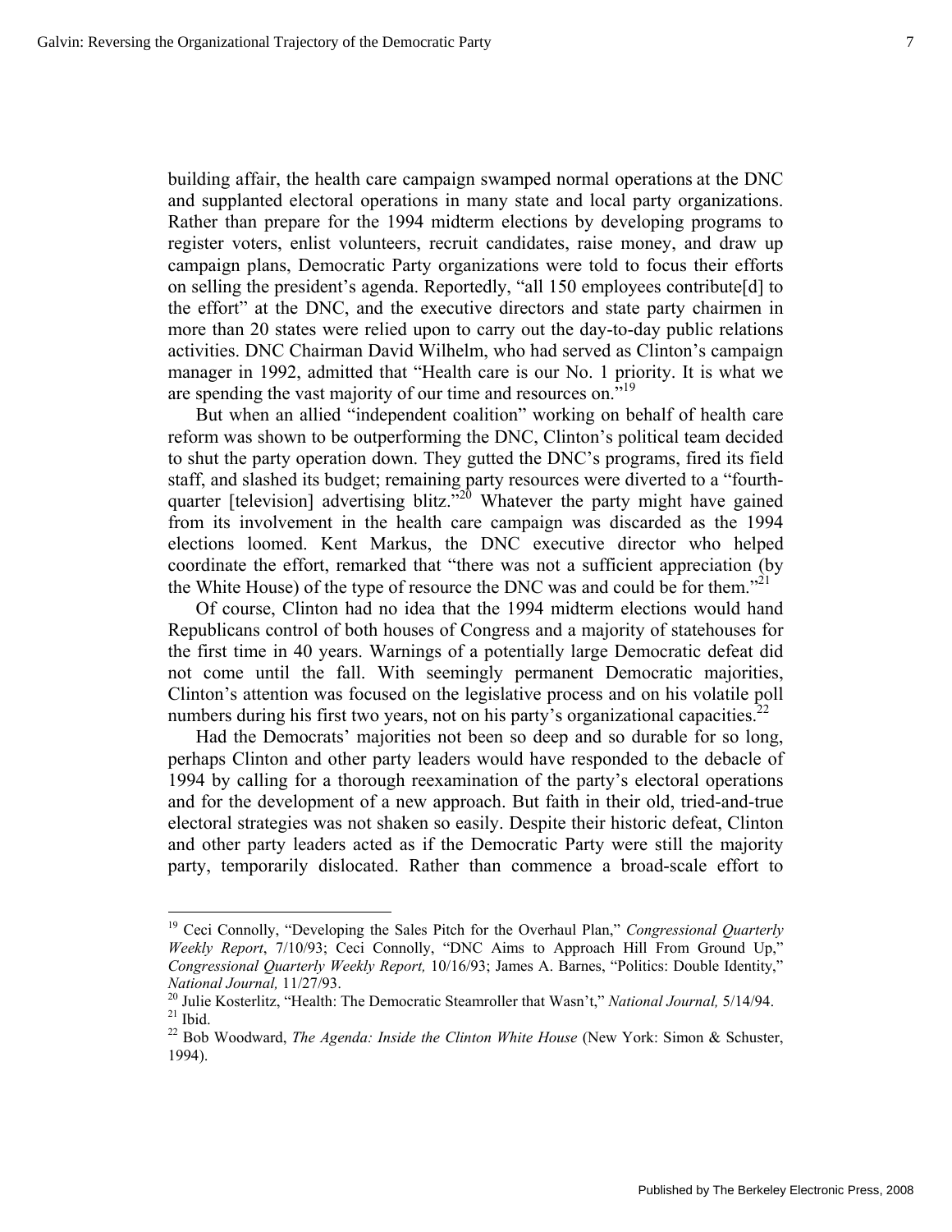building affair, the health care campaign swamped normal operations at the DNC and supplanted electoral operations in many state and local party organizations. Rather than prepare for the 1994 midterm elections by developing programs to register voters, enlist volunteers, recruit candidates, raise money, and draw up campaign plans, Democratic Party organizations were told to focus their efforts on selling the president's agenda. Reportedly, "all 150 employees contribute[d] to the effort" at the DNC, and the executive directors and state party chairmen in more than 20 states were relied upon to carry out the day-to-day public relations activities. DNC Chairman David Wilhelm, who had served as Clinton's campaign manager in 1992, admitted that "Health care is our No. 1 priority. It is what we are spending the vast majority of our time and resources on."[19]

But when an allied "independent coalition" working on behalf of health care reform was shown to be outperforming the DNC, Clinton's political team decided to shut the party operation down. They gutted the DNC's programs, fired its field staff, and slashed its budget; remaining party resources were diverted to a "fourth-quarter [television] advertising blitz."[20] Whatever the party might have gained from its involvement in the health care campaign was discarded as the 1994 elections loomed. Kent Markus, the DNC executive director who helped coordinate the effort, remarked that "there was not a sufficient appreciation (by the White House) of the type of resource the DNC was and could be for them."[21]

Of course, Clinton had no idea that the 1994 midterm elections would hand Republicans control of both houses of Congress and a majority of statehouses for the first time in 40 years. Warnings of a potentially large Democratic defeat did not come until the fall. With seemingly permanent Democratic majorities, Clinton's attention was focused on the legislative process and on his volatile poll numbers during his first two years, not on his party's organizational capacities.[22]

Had the Democrats' majorities not been so deep and so durable for so long, perhaps Clinton and other party leaders would have responded to the debacle of 1994 by calling for a thorough reexamination of the party's electoral operations and for the development of a new approach. But faith in their old, tried-and-true electoral strategies was not shaken so easily. Despite their historic defeat, Clinton and other party leaders acted as if the Democratic Party were still the majority party, temporarily dislocated. Rather than commence a broad-scale effort to

---

[19] Ceci Connolly, "Developing the Sales Pitch for the Overhaul Plan," *Congressional Quarterly Weekly Report*, 7/10/93; Ceci Connolly, "DNC Aims to Approach Hill From Ground Up," *Congressional Quarterly Weekly Report,* 10/16/93; James A. Barnes, "Politics: Double Identity," *National Journal,* 11/27/93.

[20] Julie Kosterlitz, "Health: The Democratic Steamroller that Wasn't," *National Journal,* 5/14/94.

[21] Ibid.

[22] Bob Woodward, *The Agenda: Inside the Clinton White House* (New York: Simon & Schuster, 1994).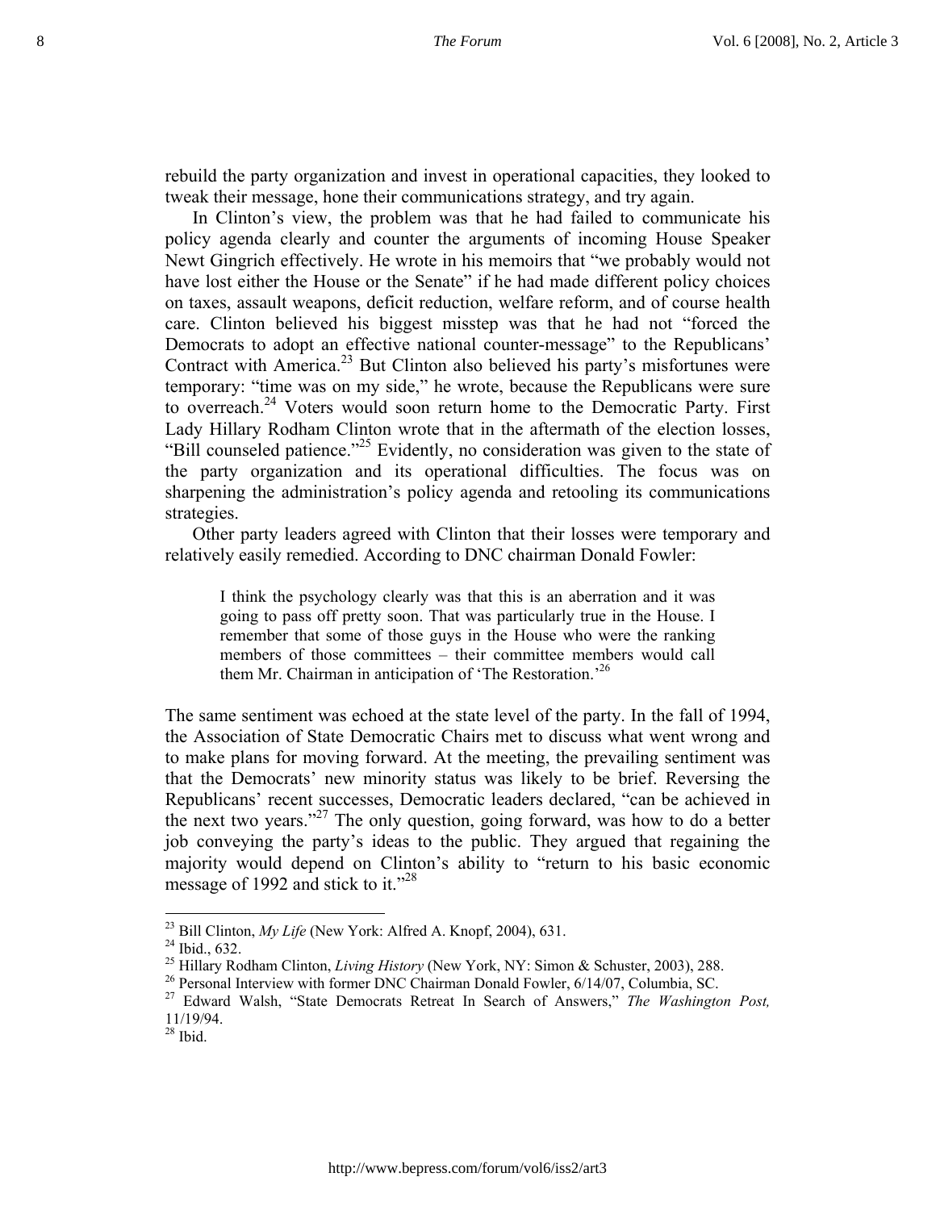rebuild the party organization and invest in operational capacities, they looked to tweak their message, hone their communications strategy, and try again.

In Clinton's view, the problem was that he had failed to communicate his policy agenda clearly and counter the arguments of incoming House Speaker Newt Gingrich effectively. He wrote in his memoirs that "we probably would not have lost either the House or the Senate" if he had made different policy choices on taxes, assault weapons, deficit reduction, welfare reform, and of course health care. Clinton believed his biggest misstep was that he had not "forced the Democrats to adopt an effective national counter-message" to the Republicans' Contract with America.[23] But Clinton also believed his party's misfortunes were temporary: "time was on my side," he wrote, because the Republicans were sure to overreach.[24] Voters would soon return home to the Democratic Party. First Lady Hillary Rodham Clinton wrote that in the aftermath of the election losses, "Bill counseled patience."[25] Evidently, no consideration was given to the state of the party organization and its operational difficulties. The focus was on sharpening the administration's policy agenda and retooling its communications strategies.

Other party leaders agreed with Clinton that their losses were temporary and relatively easily remedied. According to DNC chairman Donald Fowler:

> I think the psychology clearly was that this is an aberration and it was going to pass off pretty soon. That was particularly true in the House. I remember that some of those guys in the House who were the ranking members of those committees – their committee members would call them Mr. Chairman in anticipation of 'The Restoration.'[26]

The same sentiment was echoed at the state level of the party. In the fall of 1994, the Association of State Democratic Chairs met to discuss what went wrong and to make plans for moving forward. At the meeting, the prevailing sentiment was that the Democrats' new minority status was likely to be brief. Reversing the Republicans' recent successes, Democratic leaders declared, "can be achieved in the next two years."[27] The only question, going forward, was how to do a better job conveying the party's ideas to the public. They argued that regaining the majority would depend on Clinton's ability to "return to his basic economic message of 1992 and stick to it."[28]

---

[23] Bill Clinton, *My Life* (New York: Alfred A. Knopf, 2004), 631.
[24] Ibid., 632.
[25] Hillary Rodham Clinton, *Living History* (New York, NY: Simon & Schuster, 2003), 288.
[26] Personal Interview with former DNC Chairman Donald Fowler, 6/14/07, Columbia, SC.
[27] Edward Walsh, "State Democrats Retreat In Search of Answers," *The Washington Post,* 11/19/94.
[28] Ibid.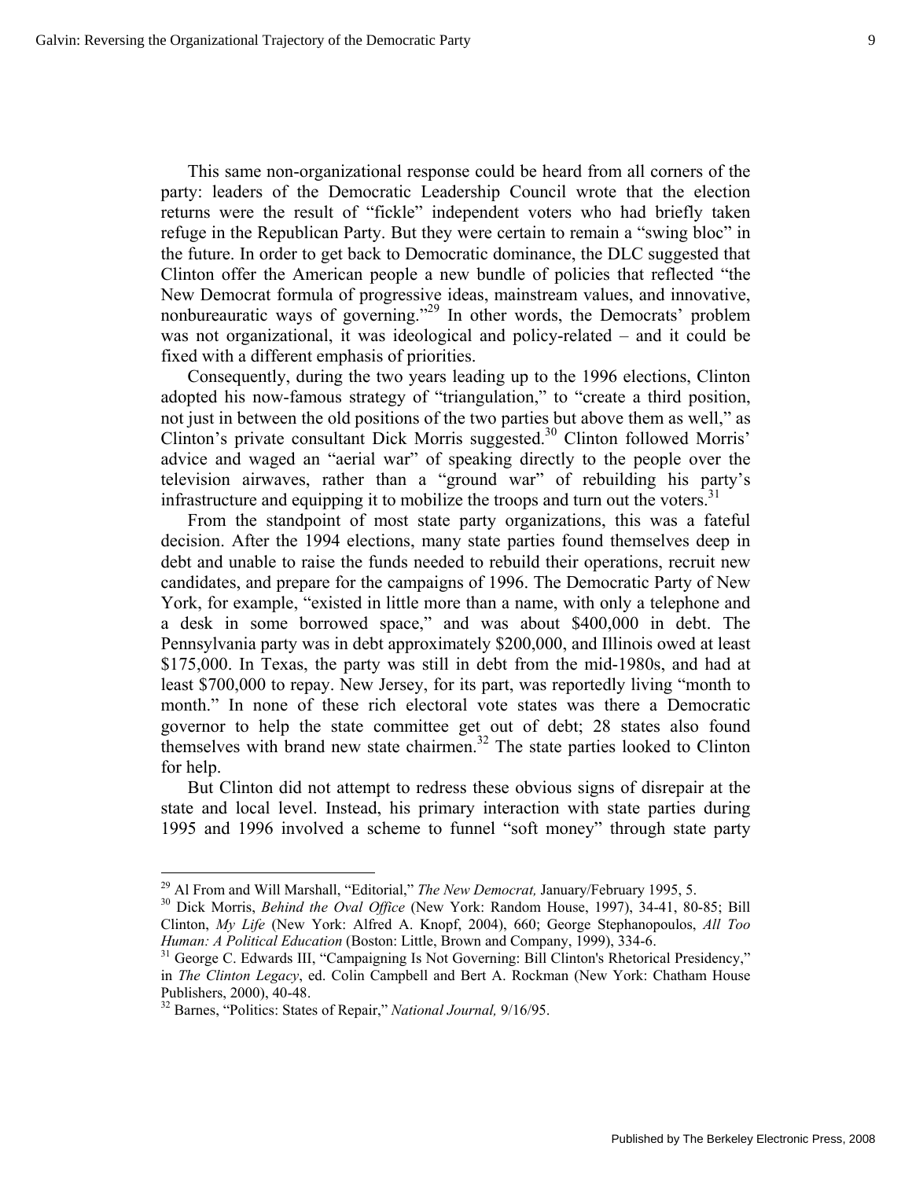This same non-organizational response could be heard from all corners of the party: leaders of the Democratic Leadership Council wrote that the election returns were the result of "fickle" independent voters who had briefly taken refuge in the Republican Party. But they were certain to remain a "swing bloc" in the future. In order to get back to Democratic dominance, the DLC suggested that Clinton offer the American people a new bundle of policies that reflected "the New Democrat formula of progressive ideas, mainstream values, and innovative, nonbureauratic ways of governing."[29] In other words, the Democrats' problem was not organizational, it was ideological and policy-related – and it could be fixed with a different emphasis of priorities.

Consequently, during the two years leading up to the 1996 elections, Clinton adopted his now-famous strategy of "triangulation," to "create a third position, not just in between the old positions of the two parties but above them as well," as Clinton's private consultant Dick Morris suggested.[30] Clinton followed Morris' advice and waged an "aerial war" of speaking directly to the people over the television airwaves, rather than a "ground war" of rebuilding his party's infrastructure and equipping it to mobilize the troops and turn out the voters.[31]

From the standpoint of most state party organizations, this was a fateful decision. After the 1994 elections, many state parties found themselves deep in debt and unable to raise the funds needed to rebuild their operations, recruit new candidates, and prepare for the campaigns of 1996. The Democratic Party of New York, for example, "existed in little more than a name, with only a telephone and a desk in some borrowed space," and was about $400,000 in debt. The Pennsylvania party was in debt approximately $200,000, and Illinois owed at least $175,000. In Texas, the party was still in debt from the mid-1980s, and had at least $700,000 to repay. New Jersey, for its part, was reportedly living "month to month." In none of these rich electoral vote states was there a Democratic governor to help the state committee get out of debt; 28 states also found themselves with brand new state chairmen.[32] The state parties looked to Clinton for help.

But Clinton did not attempt to redress these obvious signs of disrepair at the state and local level. Instead, his primary interaction with state parties during 1995 and 1996 involved a scheme to funnel "soft money" through state party

---

[29] Al From and Will Marshall, "Editorial," *The New Democrat,* January/February 1995, 5.

[30] Dick Morris, *Behind the Oval Office* (New York: Random House, 1997), 34-41, 80-85; Bill Clinton, *My Life* (New York: Alfred A. Knopf, 2004), 660; George Stephanopoulos, *All Too Human: A Political Education* (Boston: Little, Brown and Company, 1999), 334-6.

[31] George C. Edwards III, "Campaigning Is Not Governing: Bill Clinton's Rhetorical Presidency," in *The Clinton Legacy*, ed. Colin Campbell and Bert A. Rockman (New York: Chatham House Publishers, 2000), 40-48.

[32] Barnes, "Politics: States of Repair," *National Journal,* 9/16/95.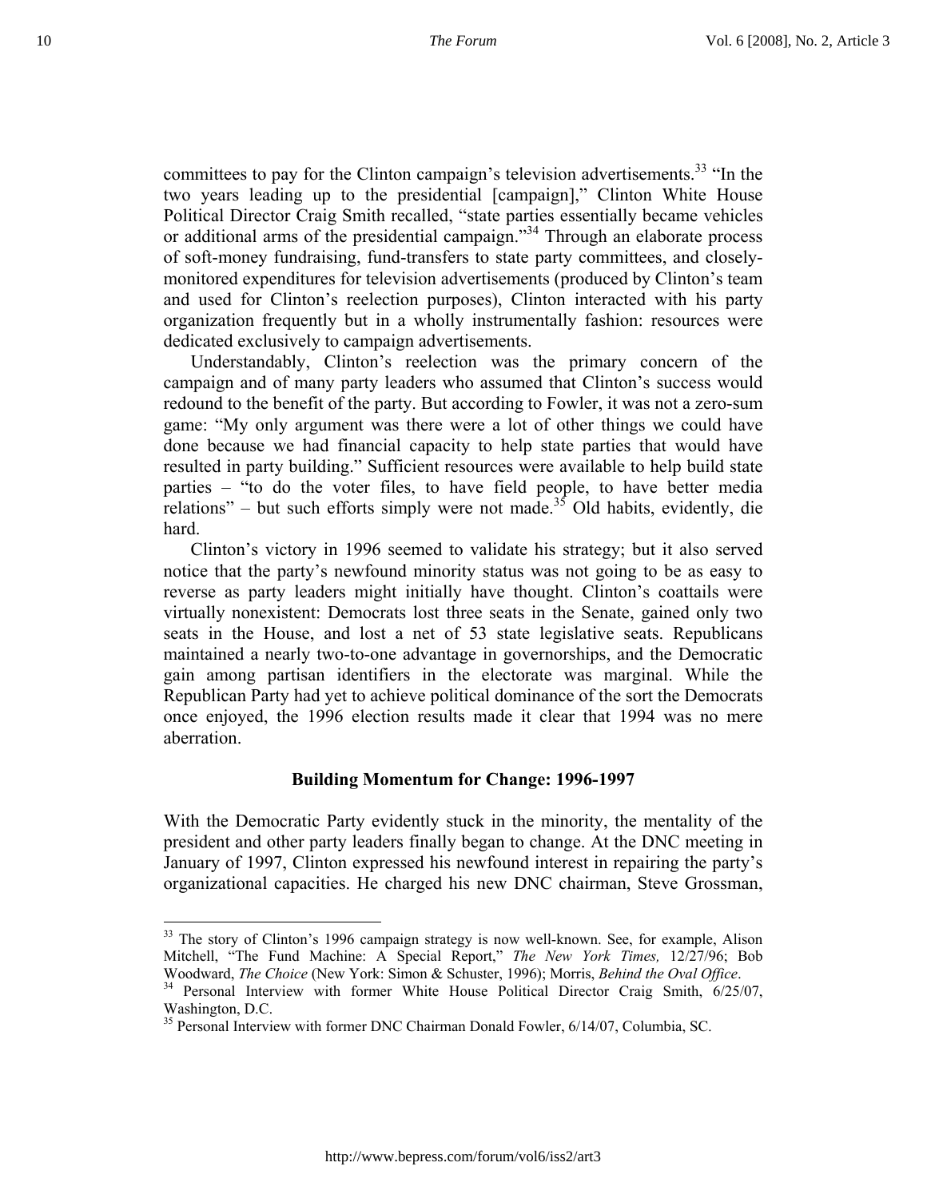committees to pay for the Clinton campaign's television advertisements.[33] "In the two years leading up to the presidential [campaign]," Clinton White House Political Director Craig Smith recalled, "state parties essentially became vehicles or additional arms of the presidential campaign."[34] Through an elaborate process of soft-money fundraising, fund-transfers to state party committees, and closely-monitored expenditures for television advertisements (produced by Clinton's team and used for Clinton's reelection purposes), Clinton interacted with his party organization frequently but in a wholly instrumentally fashion: resources were dedicated exclusively to campaign advertisements.

Understandably, Clinton's reelection was the primary concern of the campaign and of many party leaders who assumed that Clinton's success would redound to the benefit of the party. But according to Fowler, it was not a zero-sum game: "My only argument was there were a lot of other things we could have done because we had financial capacity to help state parties that would have resulted in party building." Sufficient resources were available to help build state parties – "to do the voter files, to have field people, to have better media relations" – but such efforts simply were not made.[35] Old habits, evidently, die hard.

Clinton's victory in 1996 seemed to validate his strategy; but it also served notice that the party's newfound minority status was not going to be as easy to reverse as party leaders might initially have thought. Clinton's coattails were virtually nonexistent: Democrats lost three seats in the Senate, gained only two seats in the House, and lost a net of 53 state legislative seats. Republicans maintained a nearly two-to-one advantage in governorships, and the Democratic gain among partisan identifiers in the electorate was marginal. While the Republican Party had yet to achieve political dominance of the sort the Democrats once enjoyed, the 1996 election results made it clear that 1994 was no mere aberration.

### Building Momentum for Change: 1996-1997

With the Democratic Party evidently stuck in the minority, the mentality of the president and other party leaders finally began to change. At the DNC meeting in January of 1997, Clinton expressed his newfound interest in repairing the party's organizational capacities. He charged his new DNC chairman, Steve Grossman,

---

[33] The story of Clinton's 1996 campaign strategy is now well-known. See, for example, Alison Mitchell, "The Fund Machine: A Special Report," *The New York Times,* 12/27/96; Bob Woodward, *The Choice* (New York: Simon & Schuster, 1996); Morris, *Behind the Oval Office*.

[34] Personal Interview with former White House Political Director Craig Smith, 6/25/07, Washington, D.C.

[35] Personal Interview with former DNC Chairman Donald Fowler, 6/14/07, Columbia, SC.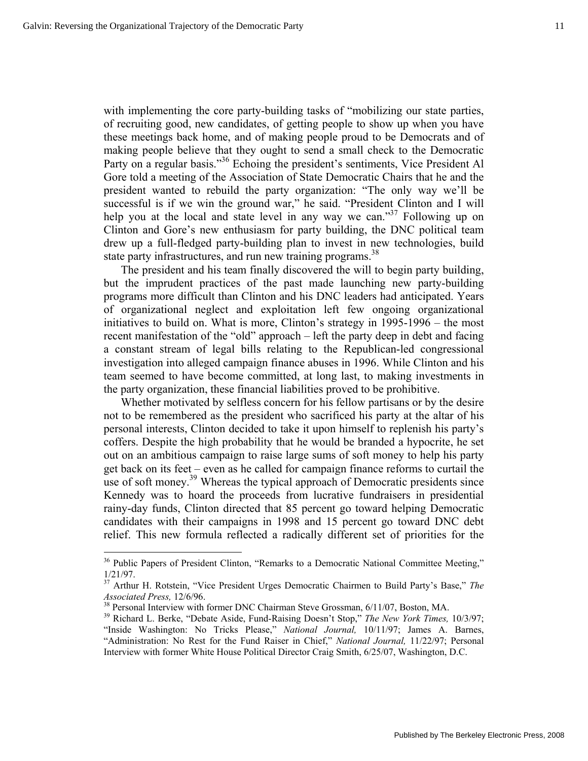with implementing the core party-building tasks of "mobilizing our state parties, of recruiting good, new candidates, of getting people to show up when you have these meetings back home, and of making people proud to be Democrats and of making people believe that they ought to send a small check to the Democratic Party on a regular basis."[36] Echoing the president's sentiments, Vice President Al Gore told a meeting of the Association of State Democratic Chairs that he and the president wanted to rebuild the party organization: "The only way we'll be successful is if we win the ground war," he said. "President Clinton and I will help you at the local and state level in any way we can."[37] Following up on Clinton and Gore's new enthusiasm for party building, the DNC political team drew up a full-fledged party-building plan to invest in new technologies, build state party infrastructures, and run new training programs.[38]

The president and his team finally discovered the will to begin party building, but the imprudent practices of the past made launching new party-building programs more difficult than Clinton and his DNC leaders had anticipated. Years of organizational neglect and exploitation left few ongoing organizational initiatives to build on. What is more, Clinton's strategy in 1995-1996 – the most recent manifestation of the "old" approach – left the party deep in debt and facing a constant stream of legal bills relating to the Republican-led congressional investigation into alleged campaign finance abuses in 1996. While Clinton and his team seemed to have become committed, at long last, to making investments in the party organization, these financial liabilities proved to be prohibitive.

Whether motivated by selfless concern for his fellow partisans or by the desire not to be remembered as the president who sacrificed his party at the altar of his personal interests, Clinton decided to take it upon himself to replenish his party's coffers. Despite the high probability that he would be branded a hypocrite, he set out on an ambitious campaign to raise large sums of soft money to help his party get back on its feet – even as he called for campaign finance reforms to curtail the use of soft money.[39] Whereas the typical approach of Democratic presidents since Kennedy was to hoard the proceeds from lucrative fundraisers in presidential rainy-day funds, Clinton directed that 85 percent go toward helping Democratic candidates with their campaigns in 1998 and 15 percent go toward DNC debt relief. This new formula reflected a radically different set of priorities for the

---

[36] Public Papers of President Clinton, "Remarks to a Democratic National Committee Meeting," 1/21/97.

[37] Arthur H. Rotstein, "Vice President Urges Democratic Chairmen to Build Party's Base," *The Associated Press,* 12/6/96.

[38] Personal Interview with former DNC Chairman Steve Grossman, 6/11/07, Boston, MA.

[39] Richard L. Berke, "Debate Aside, Fund-Raising Doesn't Stop," *The New York Times,* 10/3/97; "Inside Washington: No Tricks Please," *National Journal,* 10/11/97; James A. Barnes, "Administration: No Rest for the Fund Raiser in Chief," *National Journal,* 11/22/97; Personal Interview with former White House Political Director Craig Smith, 6/25/07, Washington, D.C.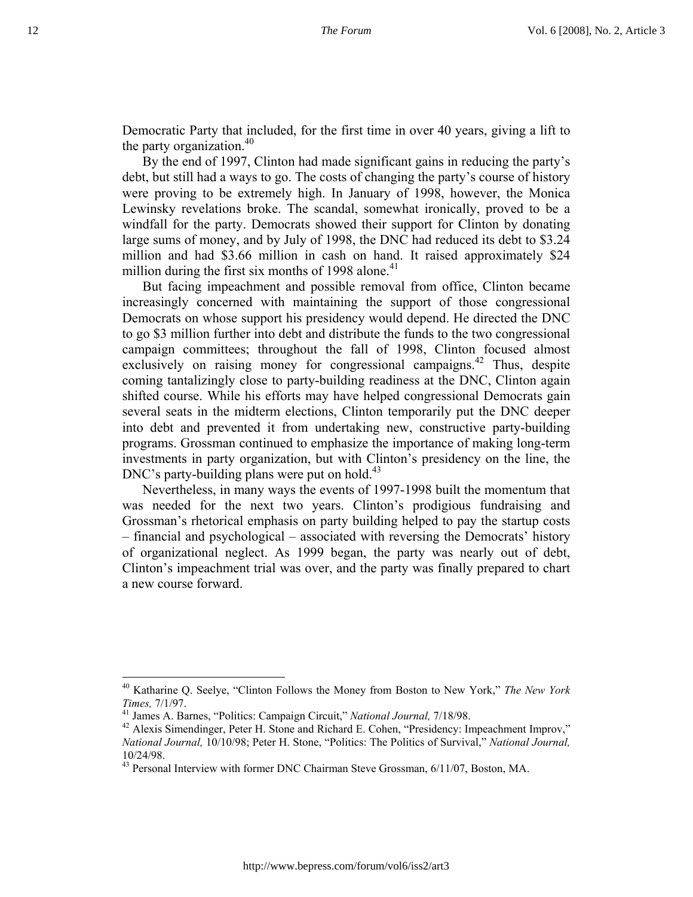Democratic Party that included, for the first time in over 40 years, giving a lift to the party organization.[40]

By the end of 1997, Clinton had made significant gains in reducing the party's debt, but still had a ways to go. The costs of changing the party's course of history were proving to be extremely high. In January of 1998, however, the Monica Lewinsky revelations broke. The scandal, somewhat ironically, proved to be a windfall for the party. Democrats showed their support for Clinton by donating large sums of money, and by July of 1998, the DNC had reduced its debt to \$3.24 million and had \$3.66 million in cash on hand. It raised approximately \$24 million during the first six months of 1998 alone.[41]

But facing impeachment and possible removal from office, Clinton became increasingly concerned with maintaining the support of those congressional Democrats on whose support his presidency would depend. He directed the DNC to go \$3 million further into debt and distribute the funds to the two congressional campaign committees; throughout the fall of 1998, Clinton focused almost exclusively on raising money for congressional campaigns.[42] Thus, despite coming tantalizingly close to party-building readiness at the DNC, Clinton again shifted course. While his efforts may have helped congressional Democrats gain several seats in the midterm elections, Clinton temporarily put the DNC deeper into debt and prevented it from undertaking new, constructive party-building programs. Grossman continued to emphasize the importance of making long-term investments in party organization, but with Clinton's presidency on the line, the DNC's party-building plans were put on hold.[43]

Nevertheless, in many ways the events of 1997-1998 built the momentum that was needed for the next two years. Clinton's prodigious fundraising and Grossman's rhetorical emphasis on party building helped to pay the startup costs – financial and psychological – associated with reversing the Democrats' history of organizational neglect. As 1999 began, the party was nearly out of debt, Clinton's impeachment trial was over, and the party was finally prepared to chart a new course forward.

---

[40] Katharine Q. Seelye, "Clinton Follows the Money from Boston to New York," *The New York Times,* 7/1/97.

[41] James A. Barnes, "Politics: Campaign Circuit," *National Journal,* 7/18/98.

[42] Alexis Simendinger, Peter H. Stone and Richard E. Cohen, "Presidency: Impeachment Improv," *National Journal,* 10/10/98; Peter H. Stone, "Politics: The Politics of Survival," *National Journal,* 10/24/98.

[43] Personal Interview with former DNC Chairman Steve Grossman, 6/11/07, Boston, MA.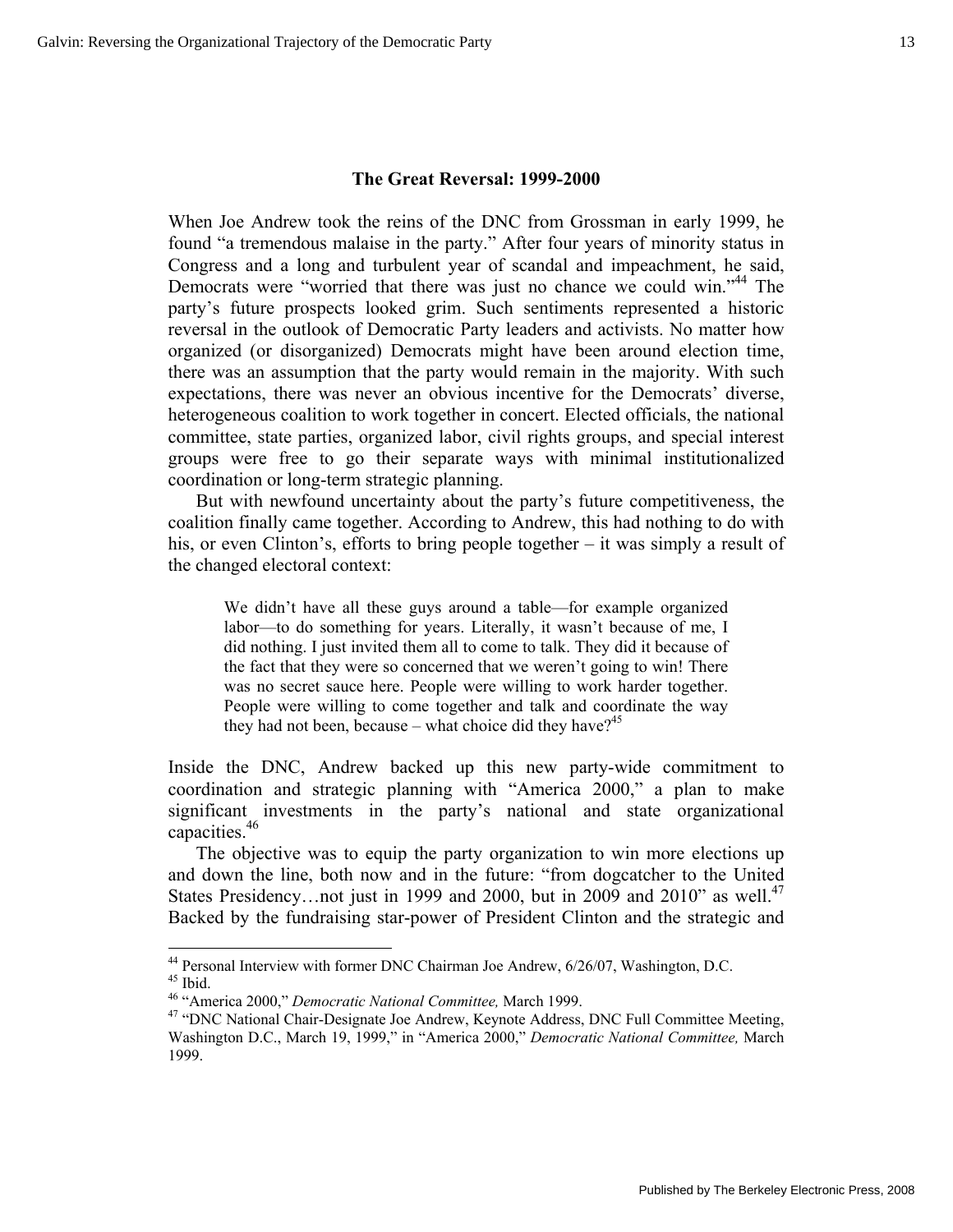## The Great Reversal: 1999-2000

When Joe Andrew took the reins of the DNC from Grossman in early 1999, he found "a tremendous malaise in the party." After four years of minority status in Congress and a long and turbulent year of scandal and impeachment, he said, Democrats were "worried that there was just no chance we could win."[44] The party's future prospects looked grim. Such sentiments represented a historic reversal in the outlook of Democratic Party leaders and activists. No matter how organized (or disorganized) Democrats might have been around election time, there was an assumption that the party would remain in the majority. With such expectations, there was never an obvious incentive for the Democrats' diverse, heterogeneous coalition to work together in concert. Elected officials, the national committee, state parties, organized labor, civil rights groups, and special interest groups were free to go their separate ways with minimal institutionalized coordination or long-term strategic planning.

But with newfound uncertainty about the party's future competitiveness, the coalition finally came together. According to Andrew, this had nothing to do with his, or even Clinton's, efforts to bring people together – it was simply a result of the changed electoral context:

> We didn't have all these guys around a table—for example organized labor—to do something for years. Literally, it wasn't because of me, I did nothing. I just invited them all to come to talk. They did it because of the fact that they were so concerned that we weren't going to win! There was no secret sauce here. People were willing to work harder together. People were willing to come together and talk and coordinate the way they had not been, because – what choice did they have?[45]

Inside the DNC, Andrew backed up this new party-wide commitment to coordination and strategic planning with "America 2000," a plan to make significant investments in the party's national and state organizational capacities.[46]

The objective was to equip the party organization to win more elections up and down the line, both now and in the future: "from dogcatcher to the United States Presidency…not just in 1999 and 2000, but in 2009 and 2010" as well.[47] Backed by the fundraising star-power of President Clinton and the strategic and

---

[44] Personal Interview with former DNC Chairman Joe Andrew, 6/26/07, Washington, D.C.

[45] Ibid.

[46] "America 2000," *Democratic National Committee,* March 1999.

[47] "DNC National Chair-Designate Joe Andrew, Keynote Address, DNC Full Committee Meeting, Washington D.C., March 19, 1999," in "America 2000," *Democratic National Committee,* March 1999.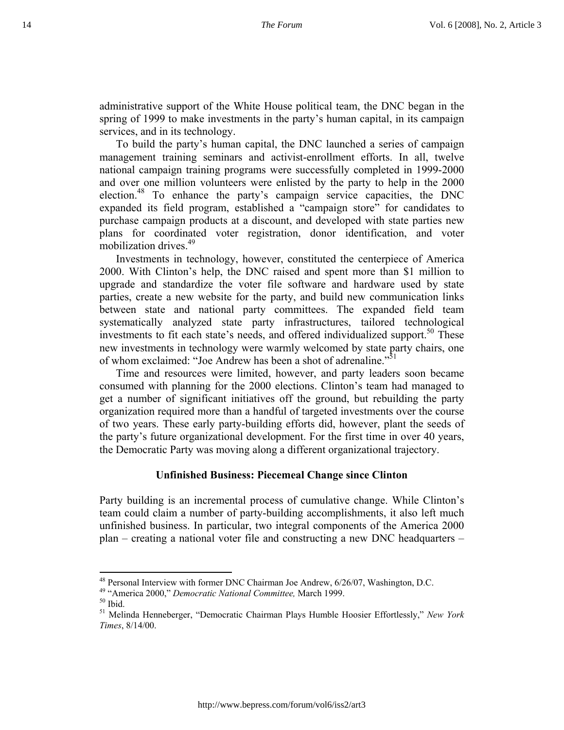administrative support of the White House political team, the DNC began in the spring of 1999 to make investments in the party's human capital, in its campaign services, and in its technology.

To build the party's human capital, the DNC launched a series of campaign management training seminars and activist-enrollment efforts. In all, twelve national campaign training programs were successfully completed in 1999-2000 and over one million volunteers were enlisted by the party to help in the 2000 election.[48] To enhance the party's campaign service capacities, the DNC expanded its field program, established a "campaign store" for candidates to purchase campaign products at a discount, and developed with state parties new plans for coordinated voter registration, donor identification, and voter mobilization drives.[49]

Investments in technology, however, constituted the centerpiece of America 2000. With Clinton's help, the DNC raised and spent more than $1 million to upgrade and standardize the voter file software and hardware used by state parties, create a new website for the party, and build new communication links between state and national party committees. The expanded field team systematically analyzed state party infrastructures, tailored technological investments to fit each state's needs, and offered individualized support.[50] These new investments in technology were warmly welcomed by state party chairs, one of whom exclaimed: "Joe Andrew has been a shot of adrenaline."[51]

Time and resources were limited, however, and party leaders soon became consumed with planning for the 2000 elections. Clinton's team had managed to get a number of significant initiatives off the ground, but rebuilding the party organization required more than a handful of targeted investments over the course of two years. These early party-building efforts did, however, plant the seeds of the party's future organizational development. For the first time in over 40 years, the Democratic Party was moving along a different organizational trajectory.

### Unfinished Business: Piecemeal Change since Clinton

Party building is an incremental process of cumulative change. While Clinton's team could claim a number of party-building accomplishments, it also left much unfinished business. In particular, two integral components of the America 2000 plan – creating a national voter file and constructing a new DNC headquarters –

---

[48] Personal Interview with former DNC Chairman Joe Andrew, 6/26/07, Washington, D.C.

[49] "America 2000," *Democratic National Committee,* March 1999.

[50] Ibid.

[51] Melinda Henneberger, "Democratic Chairman Plays Humble Hoosier Effortlessly," *New York Times*, 8/14/00.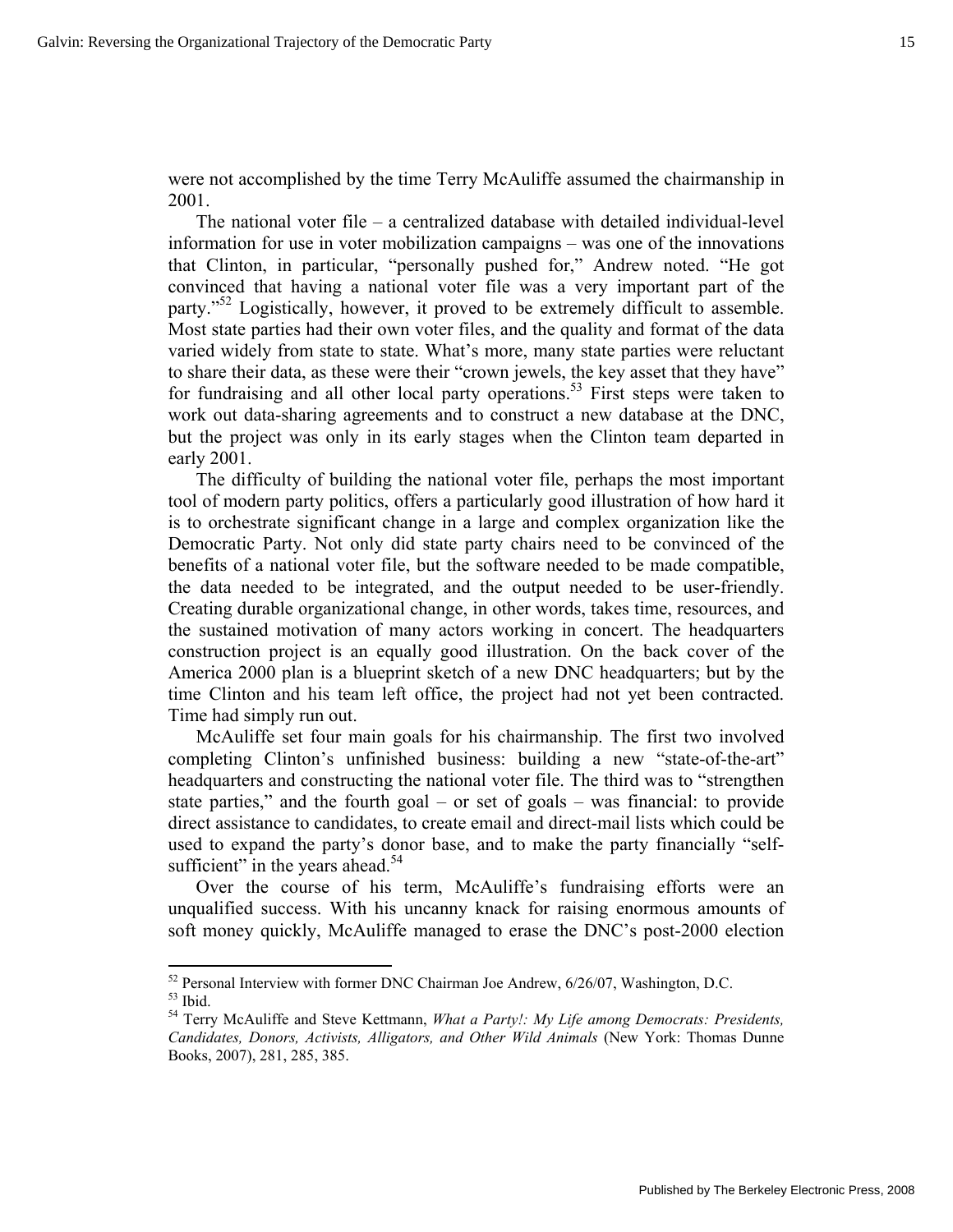were not accomplished by the time Terry McAuliffe assumed the chairmanship in 2001.

The national voter file – a centralized database with detailed individual-level information for use in voter mobilization campaigns – was one of the innovations that Clinton, in particular, "personally pushed for," Andrew noted. "He got convinced that having a national voter file was a very important part of the party."[52] Logistically, however, it proved to be extremely difficult to assemble. Most state parties had their own voter files, and the quality and format of the data varied widely from state to state. What's more, many state parties were reluctant to share their data, as these were their "crown jewels, the key asset that they have" for fundraising and all other local party operations.[53] First steps were taken to work out data-sharing agreements and to construct a new database at the DNC, but the project was only in its early stages when the Clinton team departed in early 2001.

The difficulty of building the national voter file, perhaps the most important tool of modern party politics, offers a particularly good illustration of how hard it is to orchestrate significant change in a large and complex organization like the Democratic Party. Not only did state party chairs need to be convinced of the benefits of a national voter file, but the software needed to be made compatible, the data needed to be integrated, and the output needed to be user-friendly. Creating durable organizational change, in other words, takes time, resources, and the sustained motivation of many actors working in concert. The headquarters construction project is an equally good illustration. On the back cover of the America 2000 plan is a blueprint sketch of a new DNC headquarters; but by the time Clinton and his team left office, the project had not yet been contracted. Time had simply run out.

McAuliffe set four main goals for his chairmanship. The first two involved completing Clinton's unfinished business: building a new "state-of-the-art" headquarters and constructing the national voter file. The third was to "strengthen state parties," and the fourth goal – or set of goals – was financial: to provide direct assistance to candidates, to create email and direct-mail lists which could be used to expand the party's donor base, and to make the party financially "self-sufficient" in the years ahead.[54]

Over the course of his term, McAuliffe's fundraising efforts were an unqualified success. With his uncanny knack for raising enormous amounts of soft money quickly, McAuliffe managed to erase the DNC's post-2000 election

---

[52] Personal Interview with former DNC Chairman Joe Andrew, 6/26/07, Washington, D.C.

[53] Ibid.

[54] Terry McAuliffe and Steve Kettmann, *What a Party!: My Life among Democrats: Presidents, Candidates, Donors, Activists, Alligators, and Other Wild Animals* (New York: Thomas Dunne Books, 2007), 281, 285, 385.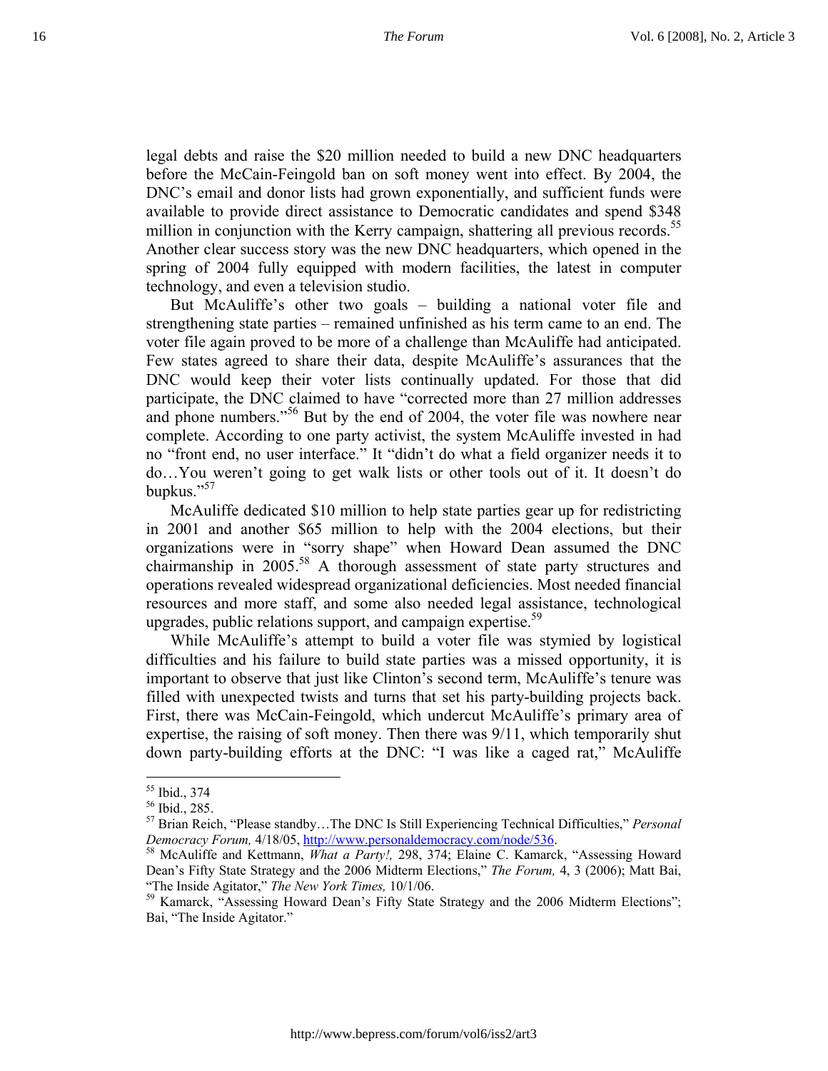legal debts and raise the $20 million needed to build a new DNC headquarters before the McCain-Feingold ban on soft money went into effect. By 2004, the DNC's email and donor lists had grown exponentially, and sufficient funds were available to provide direct assistance to Democratic candidates and spend $348 million in conjunction with the Kerry campaign, shattering all previous records.[55] Another clear success story was the new DNC headquarters, which opened in the spring of 2004 fully equipped with modern facilities, the latest in computer technology, and even a television studio.

But McAuliffe's other two goals – building a national voter file and strengthening state parties – remained unfinished as his term came to an end. The voter file again proved to be more of a challenge than McAuliffe had anticipated. Few states agreed to share their data, despite McAuliffe's assurances that the DNC would keep their voter lists continually updated. For those that did participate, the DNC claimed to have "corrected more than 27 million addresses and phone numbers."[56] But by the end of 2004, the voter file was nowhere near complete. According to one party activist, the system McAuliffe invested in had no "front end, no user interface." It "didn't do what a field organizer needs it to do…You weren't going to get walk lists or other tools out of it. It doesn't do bupkus."[57]

McAuliffe dedicated $10 million to help state parties gear up for redistricting in 2001 and another $65 million to help with the 2004 elections, but their organizations were in "sorry shape" when Howard Dean assumed the DNC chairmanship in 2005.[58] A thorough assessment of state party structures and operations revealed widespread organizational deficiencies. Most needed financial resources and more staff, and some also needed legal assistance, technological upgrades, public relations support, and campaign expertise.[59]

While McAuliffe's attempt to build a voter file was stymied by logistical difficulties and his failure to build state parties was a missed opportunity, it is important to observe that just like Clinton's second term, McAuliffe's tenure was filled with unexpected twists and turns that set his party-building projects back. First, there was McCain-Feingold, which undercut McAuliffe's primary area of expertise, the raising of soft money. Then there was 9/11, which temporarily shut down party-building efforts at the DNC: "I was like a caged rat," McAuliffe

---

[55] Ibid., 374

[56] Ibid., 285.

[57] Brian Reich, "Please standby…The DNC Is Still Experiencing Technical Difficulties," *Personal Democracy Forum,* 4/18/05, http://www.personaldemocracy.com/node/536.

[58] McAuliffe and Kettmann, *What a Party!,* 298, 374; Elaine C. Kamarck, "Assessing Howard Dean's Fifty State Strategy and the 2006 Midterm Elections," *The Forum,* 4, 3 (2006); Matt Bai, "The Inside Agitator," *The New York Times,* 10/1/06.

[59] Kamarck, "Assessing Howard Dean's Fifty State Strategy and the 2006 Midterm Elections"; Bai, "The Inside Agitator."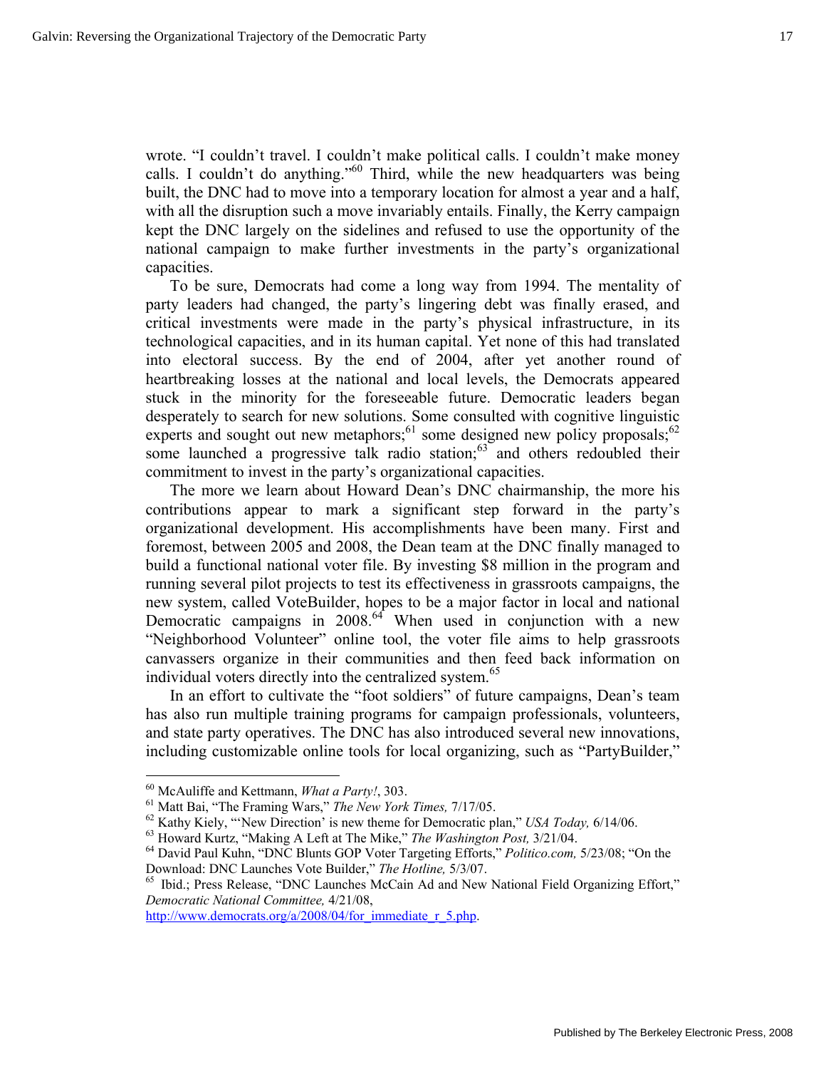wrote. "I couldn't travel. I couldn't make political calls. I couldn't make money calls. I couldn't do anything."[60] Third, while the new headquarters was being built, the DNC had to move into a temporary location for almost a year and a half, with all the disruption such a move invariably entails. Finally, the Kerry campaign kept the DNC largely on the sidelines and refused to use the opportunity of the national campaign to make further investments in the party's organizational capacities.

To be sure, Democrats had come a long way from 1994. The mentality of party leaders had changed, the party's lingering debt was finally erased, and critical investments were made in the party's physical infrastructure, in its technological capacities, and in its human capital. Yet none of this had translated into electoral success. By the end of 2004, after yet another round of heartbreaking losses at the national and local levels, the Democrats appeared stuck in the minority for the foreseeable future. Democratic leaders began desperately to search for new solutions. Some consulted with cognitive linguistic experts and sought out new metaphors;[61] some designed new policy proposals;[62] some launched a progressive talk radio station;[63] and others redoubled their commitment to invest in the party's organizational capacities.

The more we learn about Howard Dean's DNC chairmanship, the more his contributions appear to mark a significant step forward in the party's organizational development. His accomplishments have been many. First and foremost, between 2005 and 2008, the Dean team at the DNC finally managed to build a functional national voter file. By investing $8 million in the program and running several pilot projects to test its effectiveness in grassroots campaigns, the new system, called VoteBuilder, hopes to be a major factor in local and national Democratic campaigns in 2008.[64] When used in conjunction with a new "Neighborhood Volunteer" online tool, the voter file aims to help grassroots canvassers organize in their communities and then feed back information on individual voters directly into the centralized system.[65]

In an effort to cultivate the "foot soldiers" of future campaigns, Dean's team has also run multiple training programs for campaign professionals, volunteers, and state party operatives. The DNC has also introduced several new innovations, including customizable online tools for local organizing, such as "PartyBuilder,"

---

[60] McAuliffe and Kettmann, *What a Party!*, 303.

[61] Matt Bai, "The Framing Wars," *The New York Times,* 7/17/05.

[62] Kathy Kiely, "'New Direction' is new theme for Democratic plan," *USA Today,* 6/14/06.

[63] Howard Kurtz, "Making A Left at The Mike," *The Washington Post,* 3/21/04.

[64] David Paul Kuhn, "DNC Blunts GOP Voter Targeting Efforts," *Politico.com,* 5/23/08; "On the Download: DNC Launches Vote Builder," *The Hotline,* 5/3/07.

[65] Ibid.; Press Release, "DNC Launches McCain Ad and New National Field Organizing Effort," *Democratic National Committee,* 4/21/08, http://www.democrats.org/a/2008/04/for_immediate_r_5.php.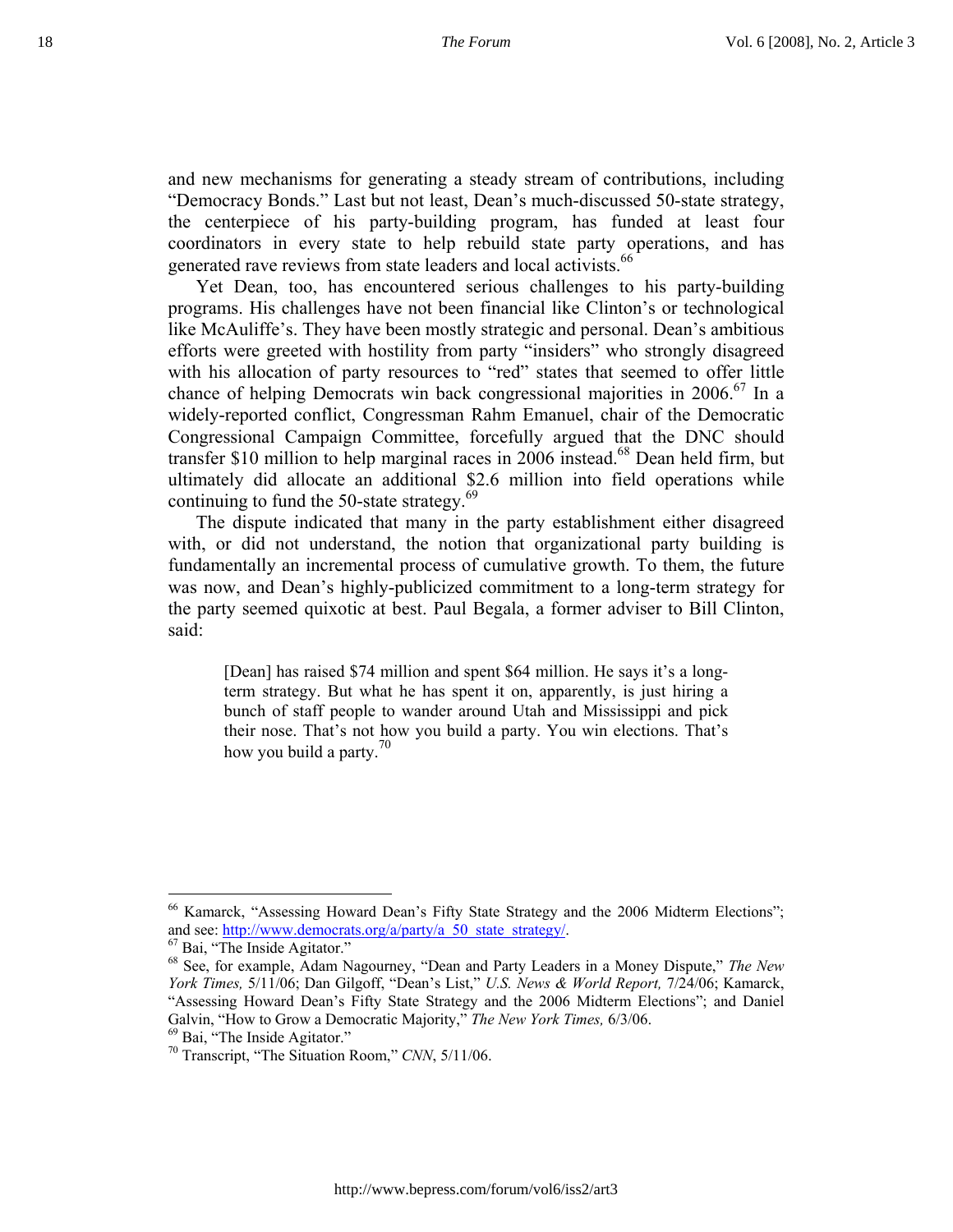and new mechanisms for generating a steady stream of contributions, including "Democracy Bonds." Last but not least, Dean's much-discussed 50-state strategy, the centerpiece of his party-building program, has funded at least four coordinators in every state to help rebuild state party operations, and has generated rave reviews from state leaders and local activists.[66]

Yet Dean, too, has encountered serious challenges to his party-building programs. His challenges have not been financial like Clinton's or technological like McAuliffe's. They have been mostly strategic and personal. Dean's ambitious efforts were greeted with hostility from party "insiders" who strongly disagreed with his allocation of party resources to "red" states that seemed to offer little chance of helping Democrats win back congressional majorities in 2006.[67] In a widely-reported conflict, Congressman Rahm Emanuel, chair of the Democratic Congressional Campaign Committee, forcefully argued that the DNC should transfer \$10 million to help marginal races in 2006 instead.[68] Dean held firm, but ultimately did allocate an additional \$2.6 million into field operations while continuing to fund the 50-state strategy.[69]

The dispute indicated that many in the party establishment either disagreed with, or did not understand, the notion that organizational party building is fundamentally an incremental process of cumulative growth. To them, the future was now, and Dean's highly-publicized commitment to a long-term strategy for the party seemed quixotic at best. Paul Begala, a former adviser to Bill Clinton, said:

> [Dean] has raised \$74 million and spent \$64 million. He says it's a long-term strategy. But what he has spent it on, apparently, is just hiring a bunch of staff people to wander around Utah and Mississippi and pick their nose. That's not how you build a party. You win elections. That's how you build a party.[70]

---

[66] Kamarck, "Assessing Howard Dean's Fifty State Strategy and the 2006 Midterm Elections"; and see: http://www.democrats.org/a/party/a_50_state_strategy/.

[67] Bai, "The Inside Agitator."

[68] See, for example, Adam Nagourney, "Dean and Party Leaders in a Money Dispute," *The New York Times,* 5/11/06; Dan Gilgoff, "Dean's List," *U.S. News & World Report,* 7/24/06; Kamarck, "Assessing Howard Dean's Fifty State Strategy and the 2006 Midterm Elections"; and Daniel Galvin, "How to Grow a Democratic Majority," *The New York Times,* 6/3/06.

[69] Bai, "The Inside Agitator."

[70] Transcript, "The Situation Room," *CNN*, 5/11/06.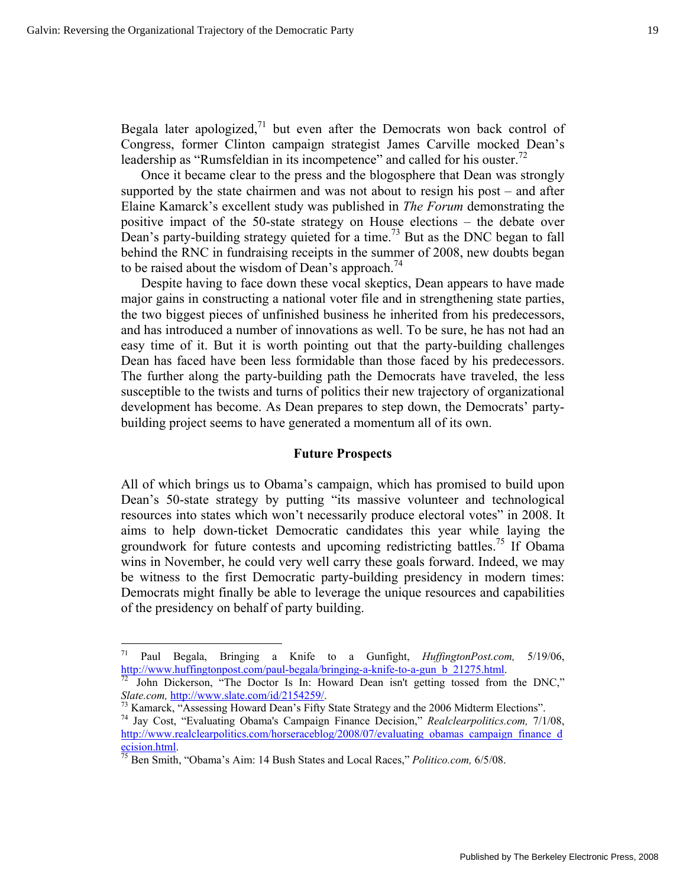Begala later apologized,[71] but even after the Democrats won back control of Congress, former Clinton campaign strategist James Carville mocked Dean's leadership as "Rumsfeldian in its incompetence" and called for his ouster.[72]

Once it became clear to the press and the blogosphere that Dean was strongly supported by the state chairmen and was not about to resign his post – and after Elaine Kamarck's excellent study was published in *The Forum* demonstrating the positive impact of the 50-state strategy on House elections – the debate over Dean's party-building strategy quieted for a time.[73] But as the DNC began to fall behind the RNC in fundraising receipts in the summer of 2008, new doubts began to be raised about the wisdom of Dean's approach.[74]

Despite having to face down these vocal skeptics, Dean appears to have made major gains in constructing a national voter file and in strengthening state parties, the two biggest pieces of unfinished business he inherited from his predecessors, and has introduced a number of innovations as well. To be sure, he has not had an easy time of it. But it is worth pointing out that the party-building challenges Dean has faced have been less formidable than those faced by his predecessors. The further along the party-building path the Democrats have traveled, the less susceptible to the twists and turns of politics their new trajectory of organizational development has become. As Dean prepares to step down, the Democrats' party-building project seems to have generated a momentum all of its own.

### Future Prospects

All of which brings us to Obama's campaign, which has promised to build upon Dean's 50-state strategy by putting "its massive volunteer and technological resources into states which won't necessarily produce electoral votes" in 2008. It aims to help down-ticket Democratic candidates this year while laying the groundwork for future contests and upcoming redistricting battles.[75] If Obama wins in November, he could very well carry these goals forward. Indeed, we may be witness to the first Democratic party-building presidency in modern times: Democrats might finally be able to leverage the unique resources and capabilities of the presidency on behalf of party building.

---

[71] Paul Begala, Bringing a Knife to a Gunfight, *HuffingtonPost.com,* 5/19/06, http://www.huffingtonpost.com/paul-begala/bringing-a-knife-to-a-gun_b_21275.html.

[72] John Dickerson, "The Doctor Is In: Howard Dean isn't getting tossed from the DNC," *Slate.com,* http://www.slate.com/id/2154259/.

[73] Kamarck, "Assessing Howard Dean's Fifty State Strategy and the 2006 Midterm Elections".

[74] Jay Cost, "Evaluating Obama's Campaign Finance Decision," *Realclearpolitics.com,* 7/1/08, http://www.realclearpolitics.com/horseraceblog/2008/07/evaluating_obamas_campaign_finance_decision.html.

[75] Ben Smith, "Obama's Aim: 14 Bush States and Local Races," *Politico.com,* 6/5/08.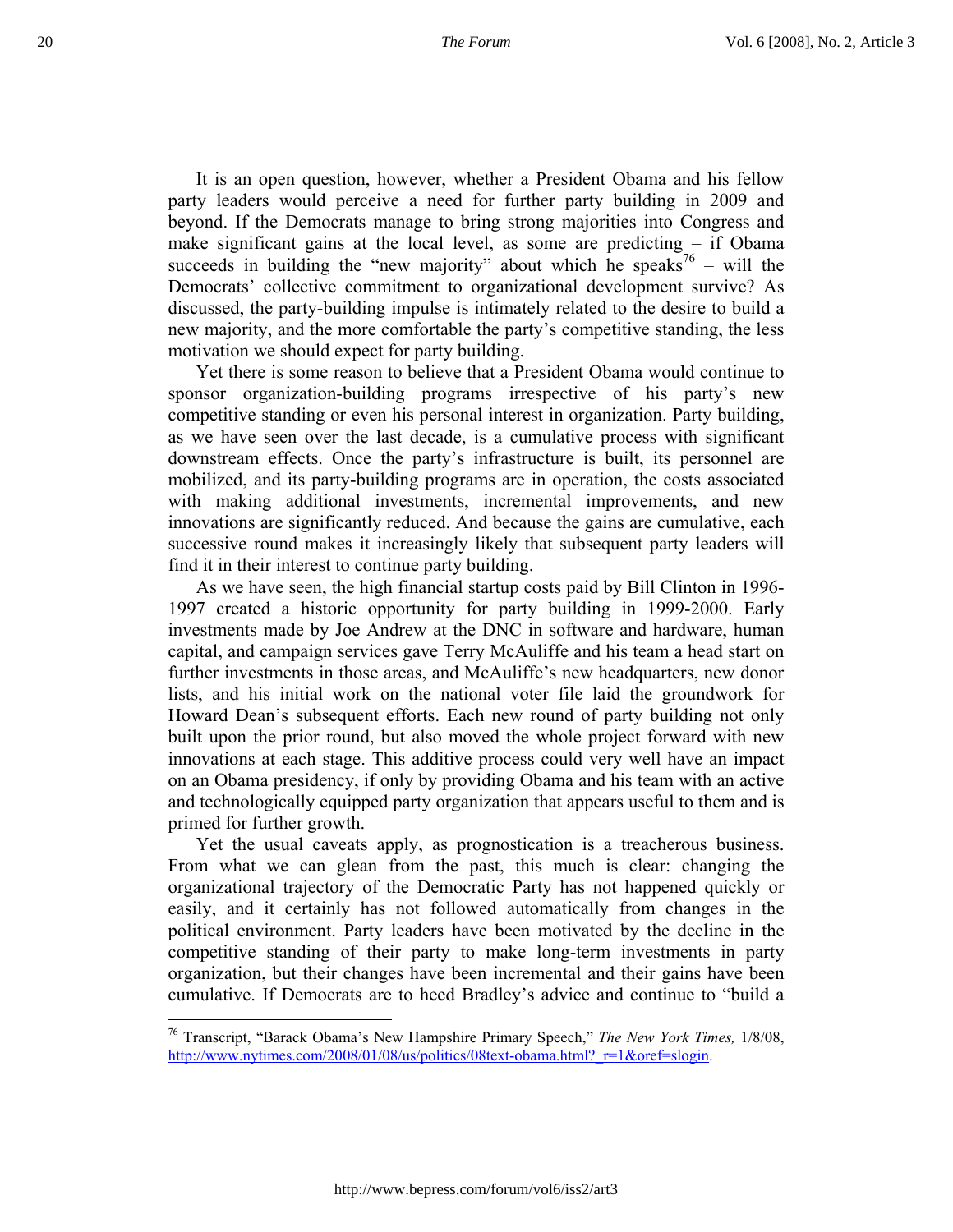It is an open question, however, whether a President Obama and his fellow party leaders would perceive a need for further party building in 2009 and beyond. If the Democrats manage to bring strong majorities into Congress and make significant gains at the local level, as some are predicting – if Obama succeeds in building the "new majority" about which he speaks[76] – will the Democrats' collective commitment to organizational development survive? As discussed, the party-building impulse is intimately related to the desire to build a new majority, and the more comfortable the party's competitive standing, the less motivation we should expect for party building.

Yet there is some reason to believe that a President Obama would continue to sponsor organization-building programs irrespective of his party's new competitive standing or even his personal interest in organization. Party building, as we have seen over the last decade, is a cumulative process with significant downstream effects. Once the party's infrastructure is built, its personnel are mobilized, and its party-building programs are in operation, the costs associated with making additional investments, incremental improvements, and new innovations are significantly reduced. And because the gains are cumulative, each successive round makes it increasingly likely that subsequent party leaders will find it in their interest to continue party building.

As we have seen, the high financial startup costs paid by Bill Clinton in 1996-1997 created a historic opportunity for party building in 1999-2000. Early investments made by Joe Andrew at the DNC in software and hardware, human capital, and campaign services gave Terry McAuliffe and his team a head start on further investments in those areas, and McAuliffe's new headquarters, new donor lists, and his initial work on the national voter file laid the groundwork for Howard Dean's subsequent efforts. Each new round of party building not only built upon the prior round, but also moved the whole project forward with new innovations at each stage. This additive process could very well have an impact on an Obama presidency, if only by providing Obama and his team with an active and technologically equipped party organization that appears useful to them and is primed for further growth.

Yet the usual caveats apply, as prognostication is a treacherous business. From what we can glean from the past, this much is clear: changing the organizational trajectory of the Democratic Party has not happened quickly or easily, and it certainly has not followed automatically from changes in the political environment. Party leaders have been motivated by the decline in the competitive standing of their party to make long-term investments in party organization, but their changes have been incremental and their gains have been cumulative. If Democrats are to heed Bradley's advice and continue to "build a

---

[76] Transcript, "Barack Obama's New Hampshire Primary Speech," *The New York Times,* 1/8/08, http://www.nytimes.com/2008/01/08/us/politics/08text-obama.html?_r=1&oref=slogin.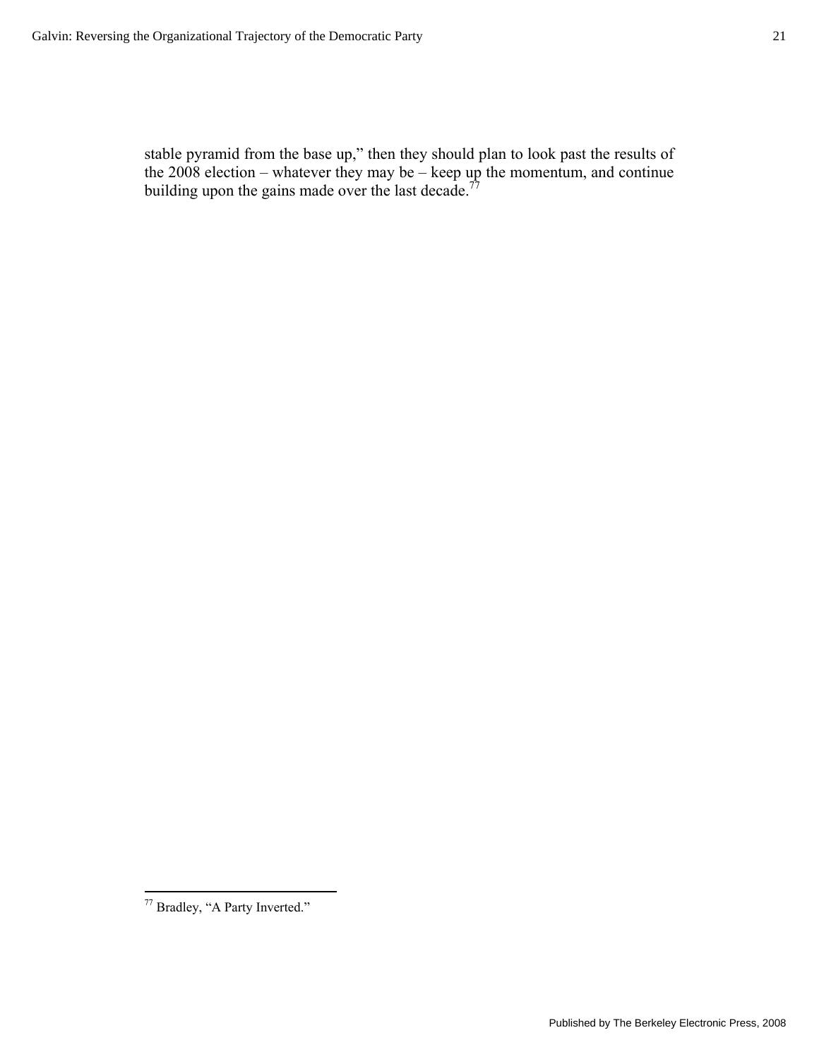stable pyramid from the base up," then they should plan to look past the results of the 2008 election – whatever they may be – keep up the momentum, and continue building upon the gains made over the last decade.[77]

[77] Bradley, "A Party Inverted."